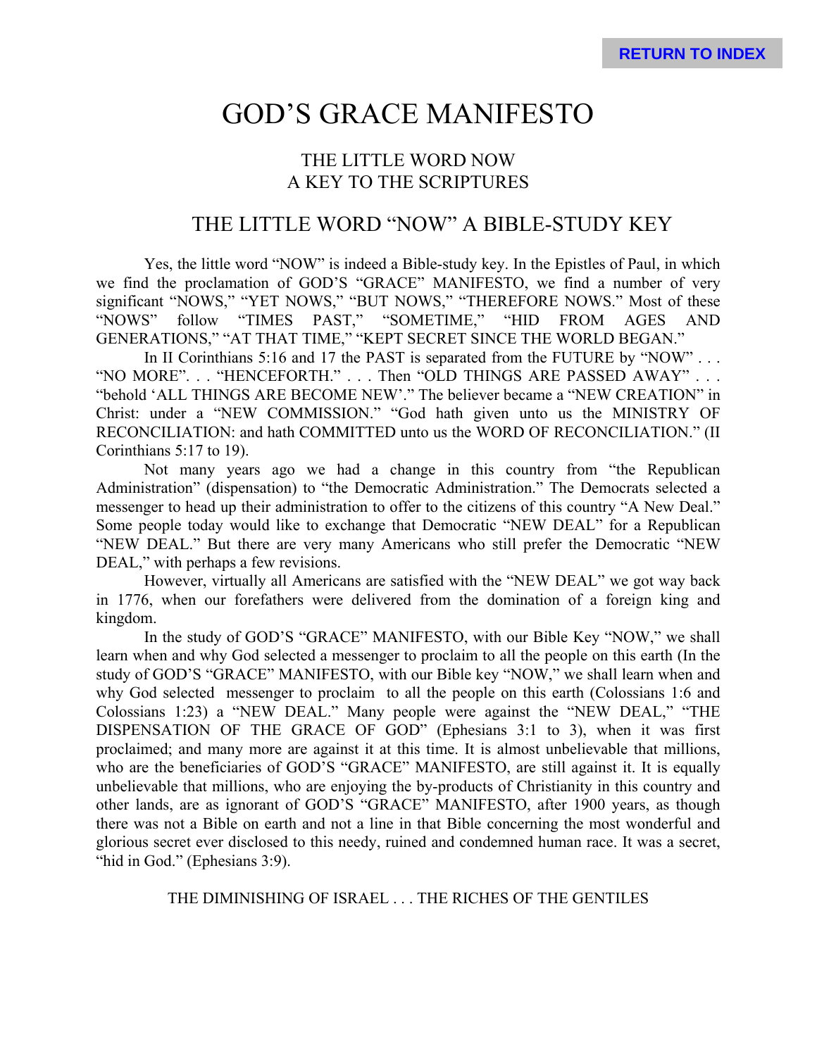RETURN TO INDEX

# GOD'S GRACE MANIFESTO

## THE LITTLE WORD NOW
## A KEY TO THE SCRIPTURES

## THE LITTLE WORD "NOW" A BIBLE-STUDY KEY

Yes, the little word "NOW" is indeed a Bible-study key. In the Epistles of Paul, in which we find the proclamation of GOD'S "GRACE" MANIFESTO, we find a number of very significant "NOWS," "YET NOWS," "BUT NOWS," "THEREFORE NOWS." Most of these "NOWS" follow "TIMES PAST," "SOMETIME," "HID FROM AGES AND GENERATIONS," "AT THAT TIME," "KEPT SECRET SINCE THE WORLD BEGAN."

In II Corinthians 5:16 and 17 the PAST is separated from the FUTURE by "NOW" . . . "NO MORE". . . "HENCEFORTH." . . . Then "OLD THINGS ARE PASSED AWAY" . . . "behold 'ALL THINGS ARE BECOME NEW'." The believer became a "NEW CREATION" in Christ: under a "NEW COMMISSION." "God hath given unto us the MINISTRY OF RECONCILIATION: and hath COMMITTED unto us the WORD OF RECONCILIATION." (II Corinthians 5:17 to 19).

Not many years ago we had a change in this country from "the Republican Administration" (dispensation) to "the Democratic Administration." The Democrats selected a messenger to head up their administration to offer to the citizens of this country "A New Deal." Some people today would like to exchange that Democratic "NEW DEAL" for a Republican "NEW DEAL." But there are very many Americans who still prefer the Democratic "NEW DEAL," with perhaps a few revisions.

However, virtually all Americans are satisfied with the "NEW DEAL" we got way back in 1776, when our forefathers were delivered from the domination of a foreign king and kingdom.

In the study of GOD'S "GRACE" MANIFESTO, with our Bible Key "NOW," we shall learn when and why God selected a messenger to proclaim to all the people on this earth (In the study of GOD'S "GRACE" MANIFESTO, with our Bible key "NOW," we shall learn when and why God selected messenger to proclaim to all the people on this earth (Colossians 1:6 and Colossians 1:23) a "NEW DEAL." Many people were against the "NEW DEAL," "THE DISPENSATION OF THE GRACE OF GOD" (Ephesians 3:1 to 3), when it was first proclaimed; and many more are against it at this time. It is almost unbelievable that millions, who are the beneficiaries of GOD'S "GRACE" MANIFESTO, are still against it. It is equally unbelievable that millions, who are enjoying the by-products of Christianity in this country and other lands, are as ignorant of GOD'S "GRACE" MANIFESTO, after 1900 years, as though there was not a Bible on earth and not a line in that Bible concerning the most wonderful and glorious secret ever disclosed to this needy, ruined and condemned human race. It was a secret, "hid in God." (Ephesians 3:9).

THE DIMINISHING OF ISRAEL . . . THE RICHES OF THE GENTILES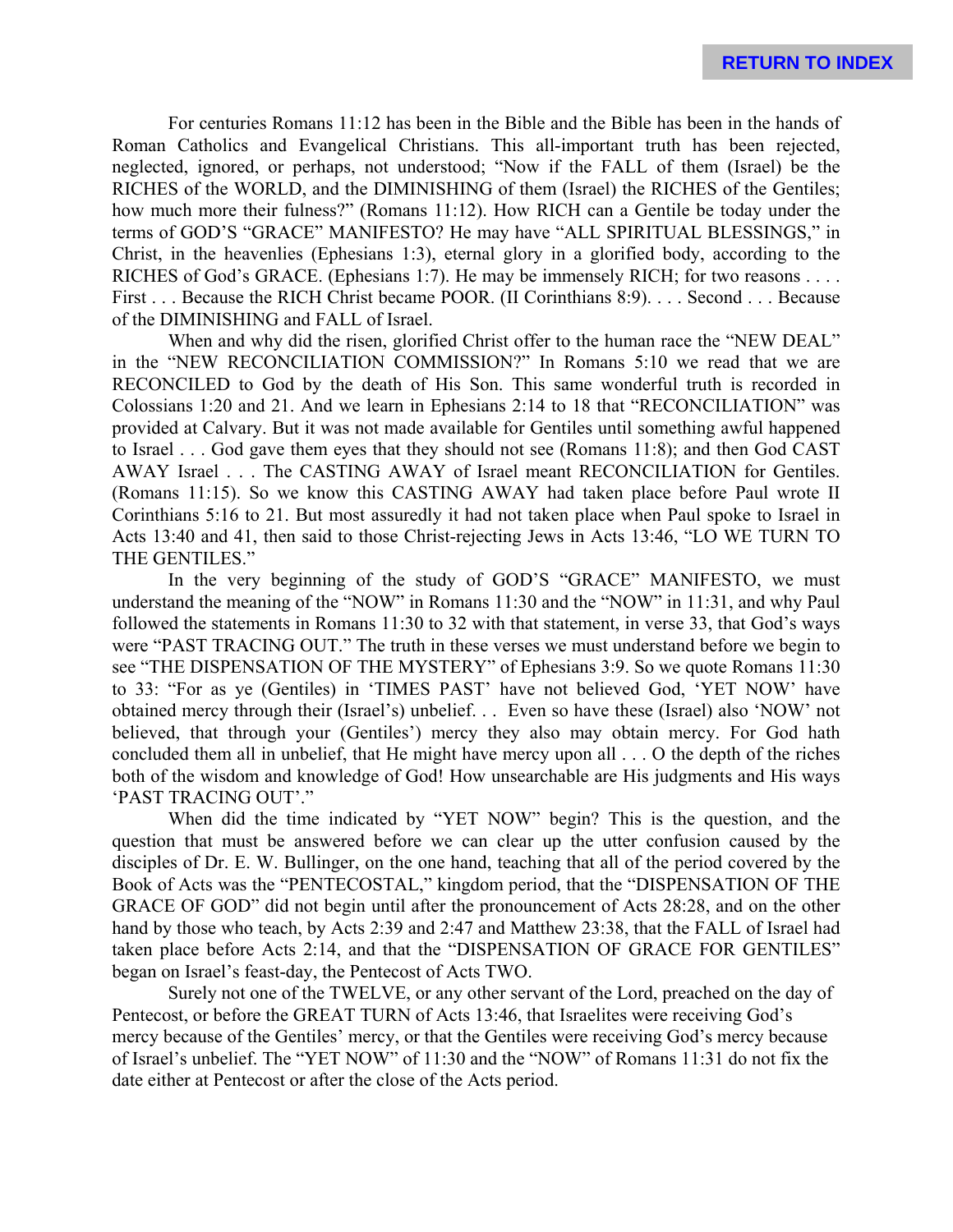For centuries Romans 11:12 has been in the Bible and the Bible has been in the hands of Roman Catholics and Evangelical Christians. This all-important truth has been rejected, neglected, ignored, or perhaps, not understood; "Now if the FALL of them (Israel) be the RICHES of the WORLD, and the DIMINISHING of them (Israel) the RICHES of the Gentiles; how much more their fulness?" (Romans 11:12). How RICH can a Gentile be today under the terms of GOD'S "GRACE" MANIFESTO? He may have "ALL SPIRITUAL BLESSINGS," in Christ, in the heavenlies (Ephesians 1:3), eternal glory in a glorified body, according to the RICHES of God's GRACE. (Ephesians 1:7). He may be immensely RICH; for two reasons . . . . First . . . Because the RICH Christ became POOR. (II Corinthians 8:9). . . . Second . . . Because of the DIMINISHING and FALL of Israel.

When and why did the risen, glorified Christ offer to the human race the "NEW DEAL" in the "NEW RECONCILIATION COMMISSION?" In Romans 5:10 we read that we are RECONCILED to God by the death of His Son. This same wonderful truth is recorded in Colossians 1:20 and 21. And we learn in Ephesians 2:14 to 18 that "RECONCILIATION" was provided at Calvary. But it was not made available for Gentiles until something awful happened to Israel . . . God gave them eyes that they should not see (Romans 11:8); and then God CAST AWAY Israel . . . The CASTING AWAY of Israel meant RECONCILIATION for Gentiles. (Romans 11:15). So we know this CASTING AWAY had taken place before Paul wrote II Corinthians 5:16 to 21. But most assuredly it had not taken place when Paul spoke to Israel in Acts 13:40 and 41, then said to those Christ-rejecting Jews in Acts 13:46, "LO WE TURN TO THE GENTILES."

In the very beginning of the study of GOD'S "GRACE" MANIFESTO, we must understand the meaning of the "NOW" in Romans 11:30 and the "NOW" in 11:31, and why Paul followed the statements in Romans 11:30 to 32 with that statement, in verse 33, that God's ways were "PAST TRACING OUT." The truth in these verses we must understand before we begin to see "THE DISPENSATION OF THE MYSTERY" of Ephesians 3:9. So we quote Romans 11:30 to 33: "For as ye (Gentiles) in 'TIMES PAST' have not believed God, 'YET NOW' have obtained mercy through their (Israel's) unbelief. . . Even so have these (Israel) also 'NOW' not believed, that through your (Gentiles') mercy they also may obtain mercy. For God hath concluded them all in unbelief, that He might have mercy upon all . . . O the depth of the riches both of the wisdom and knowledge of God! How unsearchable are His judgments and His ways 'PAST TRACING OUT'."

When did the time indicated by "YET NOW" begin? This is the question, and the question that must be answered before we can clear up the utter confusion caused by the disciples of Dr. E. W. Bullinger, on the one hand, teaching that all of the period covered by the Book of Acts was the "PENTECOSTAL," kingdom period, that the "DISPENSATION OF THE GRACE OF GOD" did not begin until after the pronouncement of Acts 28:28, and on the other hand by those who teach, by Acts 2:39 and 2:47 and Matthew 23:38, that the FALL of Israel had taken place before Acts 2:14, and that the "DISPENSATION OF GRACE FOR GENTILES" began on Israel's feast-day, the Pentecost of Acts TWO.

Surely not one of the TWELVE, or any other servant of the Lord, preached on the day of Pentecost, or before the GREAT TURN of Acts 13:46, that Israelites were receiving God's mercy because of the Gentiles' mercy, or that the Gentiles were receiving God's mercy because of Israel's unbelief. The "YET NOW" of 11:30 and the "NOW" of Romans 11:31 do not fix the date either at Pentecost or after the close of the Acts period.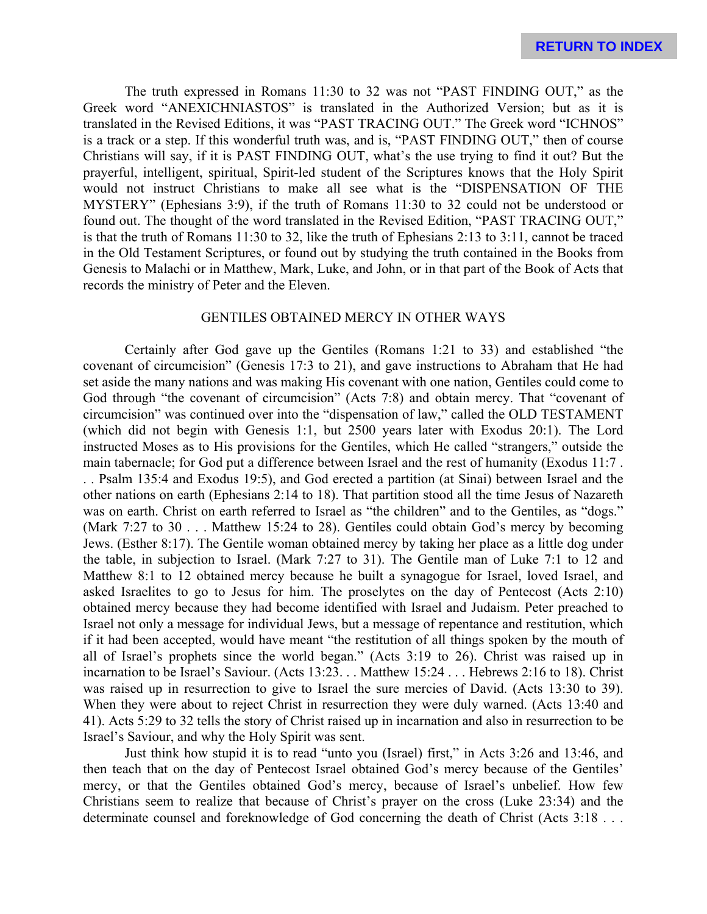The truth expressed in Romans 11:30 to 32 was not "PAST FINDING OUT," as the Greek word "ANEXICHNIASTOS" is translated in the Authorized Version; but as it is translated in the Revised Editions, it was "PAST TRACING OUT." The Greek word "ICHNOS" is a track or a step. If this wonderful truth was, and is, "PAST FINDING OUT," then of course Christians will say, if it is PAST FINDING OUT, what's the use trying to find it out? But the prayerful, intelligent, spiritual, Spirit-led student of the Scriptures knows that the Holy Spirit would not instruct Christians to make all see what is the "DISPENSATION OF THE MYSTERY" (Ephesians 3:9), if the truth of Romans 11:30 to 32 could not be understood or found out. The thought of the word translated in the Revised Edition, "PAST TRACING OUT," is that the truth of Romans 11:30 to 32, like the truth of Ephesians 2:13 to 3:11, cannot be traced in the Old Testament Scriptures, or found out by studying the truth contained in the Books from Genesis to Malachi or in Matthew, Mark, Luke, and John, or in that part of the Book of Acts that records the ministry of Peter and the Eleven.

## GENTILES OBTAINED MERCY IN OTHER WAYS

Certainly after God gave up the Gentiles (Romans 1:21 to 33) and established "the covenant of circumcision" (Genesis 17:3 to 21), and gave instructions to Abraham that He had set aside the many nations and was making His covenant with one nation, Gentiles could come to God through "the covenant of circumcision" (Acts 7:8) and obtain mercy. That "covenant of circumcision" was continued over into the "dispensation of law," called the OLD TESTAMENT (which did not begin with Genesis 1:1, but 2500 years later with Exodus 20:1). The Lord instructed Moses as to His provisions for the Gentiles, which He called "strangers," outside the main tabernacle; for God put a difference between Israel and the rest of humanity (Exodus 11:7 . . . Psalm 135:4 and Exodus 19:5), and God erected a partition (at Sinai) between Israel and the other nations on earth (Ephesians 2:14 to 18). That partition stood all the time Jesus of Nazareth was on earth. Christ on earth referred to Israel as "the children" and to the Gentiles, as "dogs." (Mark 7:27 to 30 . . . Matthew 15:24 to 28). Gentiles could obtain God's mercy by becoming Jews. (Esther 8:17). The Gentile woman obtained mercy by taking her place as a little dog under the table, in subjection to Israel. (Mark 7:27 to 31). The Gentile man of Luke 7:1 to 12 and Matthew 8:1 to 12 obtained mercy because he built a synagogue for Israel, loved Israel, and asked Israelites to go to Jesus for him. The proselytes on the day of Pentecost (Acts 2:10) obtained mercy because they had become identified with Israel and Judaism. Peter preached to Israel not only a message for individual Jews, but a message of repentance and restitution, which if it had been accepted, would have meant "the restitution of all things spoken by the mouth of all of Israel's prophets since the world began." (Acts 3:19 to 26). Christ was raised up in incarnation to be Israel's Saviour. (Acts 13:23. . . Matthew 15:24 . . . Hebrews 2:16 to 18). Christ was raised up in resurrection to give to Israel the sure mercies of David. (Acts 13:30 to 39). When they were about to reject Christ in resurrection they were duly warned. (Acts 13:40 and 41). Acts 5:29 to 32 tells the story of Christ raised up in incarnation and also in resurrection to be Israel's Saviour, and why the Holy Spirit was sent.

Just think how stupid it is to read "unto you (Israel) first," in Acts 3:26 and 13:46, and then teach that on the day of Pentecost Israel obtained God's mercy because of the Gentiles' mercy, or that the Gentiles obtained God's mercy, because of Israel's unbelief. How few Christians seem to realize that because of Christ's prayer on the cross (Luke 23:34) and the determinate counsel and foreknowledge of God concerning the death of Christ (Acts 3:18 . . .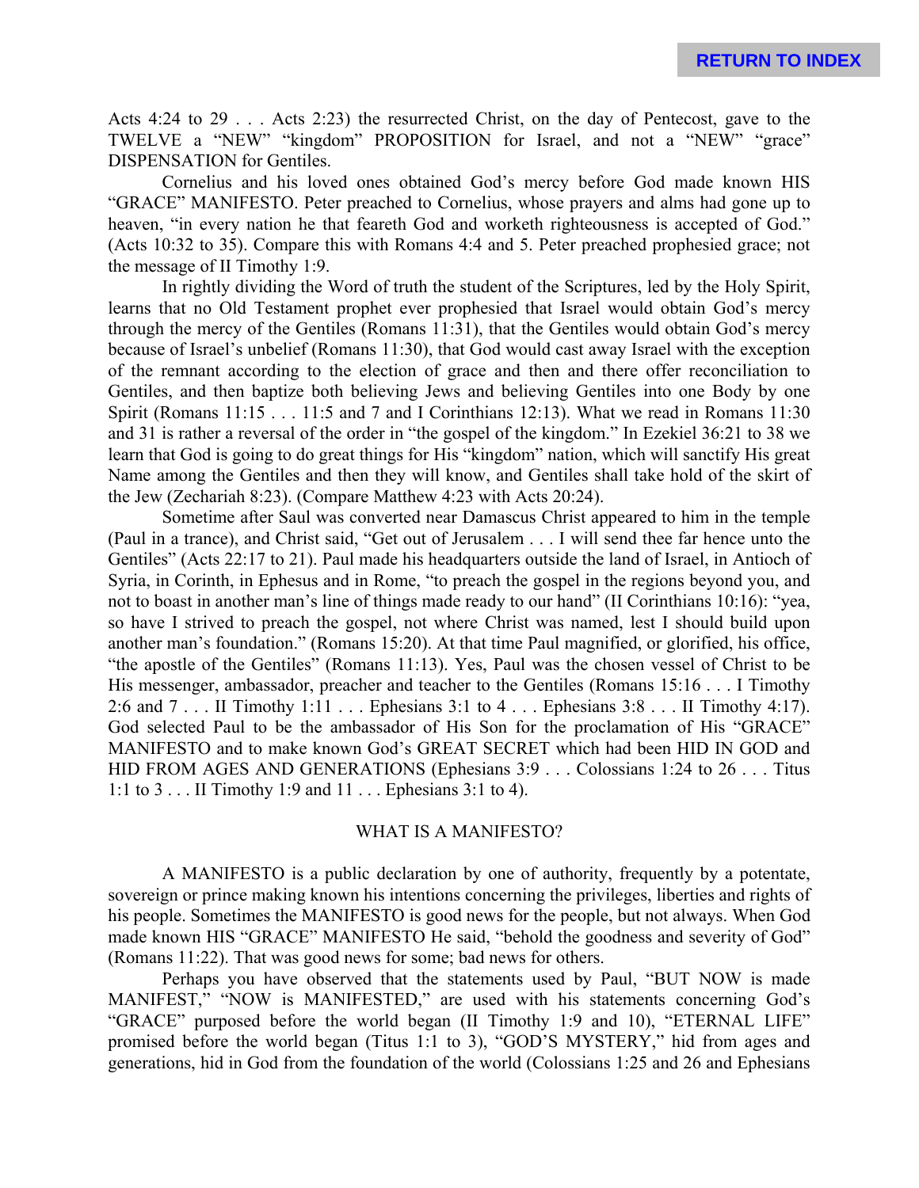Acts 4:24 to 29 . . . Acts 2:23) the resurrected Christ, on the day of Pentecost, gave to the TWELVE a "NEW" "kingdom" PROPOSITION for Israel, and not a "NEW" "grace" DISPENSATION for Gentiles.

Cornelius and his loved ones obtained God's mercy before God made known HIS "GRACE" MANIFESTO. Peter preached to Cornelius, whose prayers and alms had gone up to heaven, "in every nation he that feareth God and worketh righteousness is accepted of God." (Acts 10:32 to 35). Compare this with Romans 4:4 and 5. Peter preached prophesied grace; not the message of II Timothy 1:9.

In rightly dividing the Word of truth the student of the Scriptures, led by the Holy Spirit, learns that no Old Testament prophet ever prophesied that Israel would obtain God's mercy through the mercy of the Gentiles (Romans 11:31), that the Gentiles would obtain God's mercy because of Israel's unbelief (Romans 11:30), that God would cast away Israel with the exception of the remnant according to the election of grace and then and there offer reconciliation to Gentiles, and then baptize both believing Jews and believing Gentiles into one Body by one Spirit (Romans 11:15 . . . 11:5 and 7 and I Corinthians 12:13). What we read in Romans 11:30 and 31 is rather a reversal of the order in "the gospel of the kingdom." In Ezekiel 36:21 to 38 we learn that God is going to do great things for His "kingdom" nation, which will sanctify His great Name among the Gentiles and then they will know, and Gentiles shall take hold of the skirt of the Jew (Zechariah 8:23). (Compare Matthew 4:23 with Acts 20:24).

Sometime after Saul was converted near Damascus Christ appeared to him in the temple (Paul in a trance), and Christ said, "Get out of Jerusalem . . . I will send thee far hence unto the Gentiles" (Acts 22:17 to 21). Paul made his headquarters outside the land of Israel, in Antioch of Syria, in Corinth, in Ephesus and in Rome, "to preach the gospel in the regions beyond you, and not to boast in another man's line of things made ready to our hand" (II Corinthians 10:16): "yea, so have I strived to preach the gospel, not where Christ was named, lest I should build upon another man's foundation." (Romans 15:20). At that time Paul magnified, or glorified, his office, "the apostle of the Gentiles" (Romans 11:13). Yes, Paul was the chosen vessel of Christ to be His messenger, ambassador, preacher and teacher to the Gentiles (Romans 15:16 . . . I Timothy 2:6 and 7 . . . II Timothy 1:11 . . . Ephesians 3:1 to 4 . . . Ephesians 3:8 . . . II Timothy 4:17). God selected Paul to be the ambassador of His Son for the proclamation of His "GRACE" MANIFESTO and to make known God's GREAT SECRET which had been HID IN GOD and HID FROM AGES AND GENERATIONS (Ephesians 3:9 . . . Colossians 1:24 to 26 . . . Titus 1:1 to 3 . . . II Timothy 1:9 and 11 . . . Ephesians 3:1 to 4).

## WHAT IS A MANIFESTO?

A MANIFESTO is a public declaration by one of authority, frequently by a potentate, sovereign or prince making known his intentions concerning the privileges, liberties and rights of his people. Sometimes the MANIFESTO is good news for the people, but not always. When God made known HIS "GRACE" MANIFESTO He said, "behold the goodness and severity of God" (Romans 11:22). That was good news for some; bad news for others.

Perhaps you have observed that the statements used by Paul, "BUT NOW is made MANIFEST," "NOW is MANIFESTED," are used with his statements concerning God's "GRACE" purposed before the world began (II Timothy 1:9 and 10), "ETERNAL LIFE" promised before the world began (Titus 1:1 to 3), "GOD'S MYSTERY," hid from ages and generations, hid in God from the foundation of the world (Colossians 1:25 and 26 and Ephesians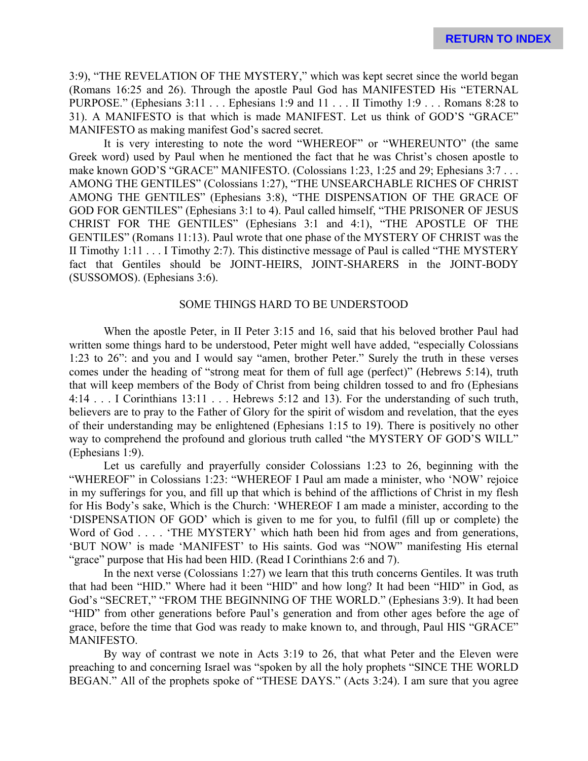3:9), "THE REVELATION OF THE MYSTERY," which was kept secret since the world began (Romans 16:25 and 26). Through the apostle Paul God has MANIFESTED His "ETERNAL PURPOSE." (Ephesians 3:11 . . . Ephesians 1:9 and 11 . . . II Timothy 1:9 . . . Romans 8:28 to 31). A MANIFESTO is that which is made MANIFEST. Let us think of GOD'S "GRACE" MANIFESTO as making manifest God's sacred secret.

It is very interesting to note the word "WHEREOF" or "WHEREUNTO" (the same Greek word) used by Paul when he mentioned the fact that he was Christ's chosen apostle to make known GOD'S "GRACE" MANIFESTO. (Colossians 1:23, 1:25 and 29; Ephesians 3:7 . . . AMONG THE GENTILES" (Colossians 1:27), "THE UNSEARCHABLE RICHES OF CHRIST AMONG THE GENTILES" (Ephesians 3:8), "THE DISPENSATION OF THE GRACE OF GOD FOR GENTILES" (Ephesians 3:1 to 4). Paul called himself, "THE PRISONER OF JESUS CHRIST FOR THE GENTILES" (Ephesians 3:1 and 4:1), "THE APOSTLE OF THE GENTILES" (Romans 11:13). Paul wrote that one phase of the MYSTERY OF CHRIST was the II Timothy 1:11 . . . I Timothy 2:7). This distinctive message of Paul is called "THE MYSTERY fact that Gentiles should be JOINT-HEIRS, JOINT-SHARERS in the JOINT-BODY (SUSSOMOS). (Ephesians 3:6).

## SOME THINGS HARD TO BE UNDERSTOOD

When the apostle Peter, in II Peter 3:15 and 16, said that his beloved brother Paul had written some things hard to be understood, Peter might well have added, "especially Colossians 1:23 to 26": and you and I would say "amen, brother Peter." Surely the truth in these verses comes under the heading of "strong meat for them of full age (perfect)" (Hebrews 5:14), truth that will keep members of the Body of Christ from being children tossed to and fro (Ephesians 4:14 . . . I Corinthians 13:11 . . . Hebrews 5:12 and 13). For the understanding of such truth, believers are to pray to the Father of Glory for the spirit of wisdom and revelation, that the eyes of their understanding may be enlightened (Ephesians 1:15 to 19). There is positively no other way to comprehend the profound and glorious truth called "the MYSTERY OF GOD'S WILL" (Ephesians 1:9).

Let us carefully and prayerfully consider Colossians 1:23 to 26, beginning with the "WHEREOF" in Colossians 1:23: "WHEREOF I Paul am made a minister, who 'NOW' rejoice in my sufferings for you, and fill up that which is behind of the afflictions of Christ in my flesh for His Body's sake, Which is the Church: 'WHEREOF I am made a minister, according to the 'DISPENSATION OF GOD' which is given to me for you, to fulfil (fill up or complete) the Word of God . . . . 'THE MYSTERY' which hath been hid from ages and from generations, 'BUT NOW' is made 'MANIFEST' to His saints. God was "NOW" manifesting His eternal "grace" purpose that His had been HID. (Read I Corinthians 2:6 and 7).

In the next verse (Colossians 1:27) we learn that this truth concerns Gentiles. It was truth that had been "HID." Where had it been "HID" and how long? It had been "HID" in God, as God's "SECRET," "FROM THE BEGINNING OF THE WORLD." (Ephesians 3:9). It had been "HID" from other generations before Paul's generation and from other ages before the age of grace, before the time that God was ready to make known to, and through, Paul HIS "GRACE" MANIFESTO.

By way of contrast we note in Acts 3:19 to 26, that what Peter and the Eleven were preaching to and concerning Israel was "spoken by all the holy prophets "SINCE THE WORLD BEGAN." All of the prophets spoke of "THESE DAYS." (Acts 3:24). I am sure that you agree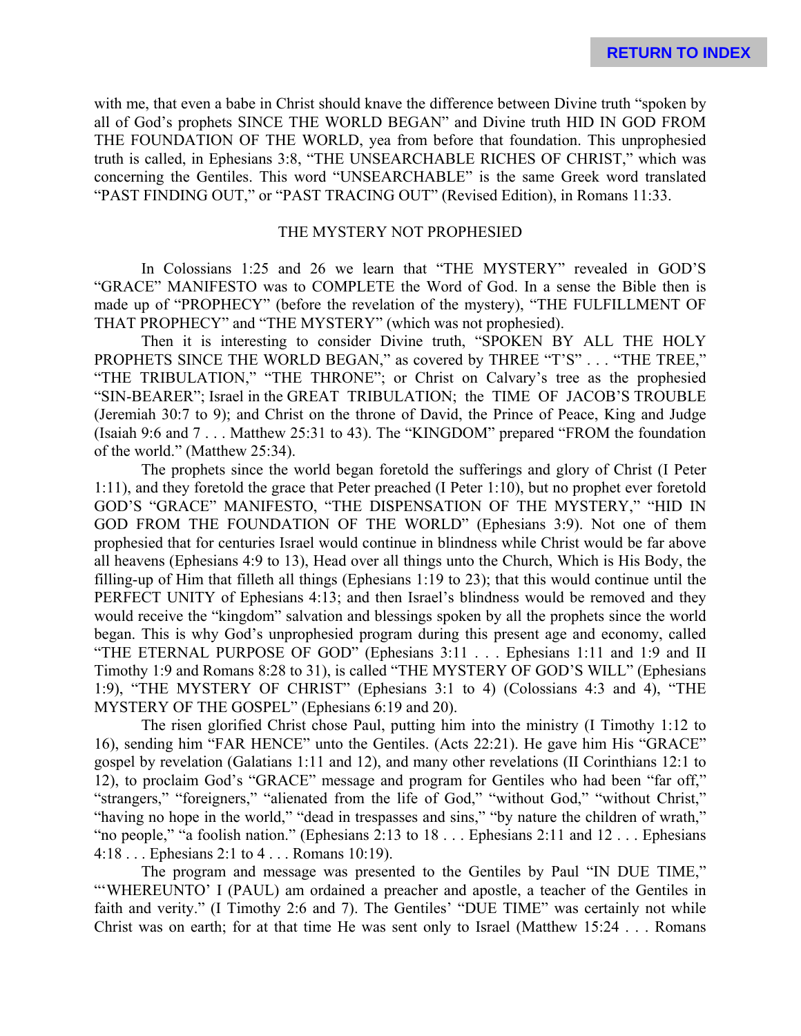with me, that even a babe in Christ should knave the difference between Divine truth "spoken by all of God's prophets SINCE THE WORLD BEGAN" and Divine truth HID IN GOD FROM THE FOUNDATION OF THE WORLD, yea from before that foundation. This unprophesied truth is called, in Ephesians 3:8, "THE UNSEARCHABLE RICHES OF CHRIST," which was concerning the Gentiles. This word "UNSEARCHABLE" is the same Greek word translated "PAST FINDING OUT," or "PAST TRACING OUT" (Revised Edition), in Romans 11:33.

## THE MYSTERY NOT PROPHESIED

In Colossians 1:25 and 26 we learn that "THE MYSTERY" revealed in GOD'S "GRACE" MANIFESTO was to COMPLETE the Word of God. In a sense the Bible then is made up of "PROPHECY" (before the revelation of the mystery), "THE FULFILLMENT OF THAT PROPHECY" and "THE MYSTERY" (which was not prophesied).

Then it is interesting to consider Divine truth, "SPOKEN BY ALL THE HOLY PROPHETS SINCE THE WORLD BEGAN," as covered by THREE "T'S" . . . "THE TREE," "THE TRIBULATION," "THE THRONE"; or Christ on Calvary's tree as the prophesied "SIN-BEARER"; Israel in the GREAT TRIBULATION; the TIME OF JACOB'S TROUBLE (Jeremiah 30:7 to 9); and Christ on the throne of David, the Prince of Peace, King and Judge (Isaiah 9:6 and 7 . . . Matthew 25:31 to 43). The "KINGDOM" prepared "FROM the foundation of the world." (Matthew 25:34).

The prophets since the world began foretold the sufferings and glory of Christ (I Peter 1:11), and they foretold the grace that Peter preached (I Peter 1:10), but no prophet ever foretold GOD'S "GRACE" MANIFESTO, "THE DISPENSATION OF THE MYSTERY," "HID IN GOD FROM THE FOUNDATION OF THE WORLD" (Ephesians 3:9). Not one of them prophesied that for centuries Israel would continue in blindness while Christ would be far above all heavens (Ephesians 4:9 to 13), Head over all things unto the Church, Which is His Body, the filling-up of Him that filleth all things (Ephesians 1:19 to 23); that this would continue until the PERFECT UNITY of Ephesians 4:13; and then Israel's blindness would be removed and they would receive the "kingdom" salvation and blessings spoken by all the prophets since the world began. This is why God's unprophesied program during this present age and economy, called "THE ETERNAL PURPOSE OF GOD" (Ephesians 3:11 . . . Ephesians 1:11 and 1:9 and II Timothy 1:9 and Romans 8:28 to 31), is called "THE MYSTERY OF GOD'S WILL" (Ephesians 1:9), "THE MYSTERY OF CHRIST" (Ephesians 3:1 to 4) (Colossians 4:3 and 4), "THE MYSTERY OF THE GOSPEL" (Ephesians 6:19 and 20).

The risen glorified Christ chose Paul, putting him into the ministry (I Timothy 1:12 to 16), sending him "FAR HENCE" unto the Gentiles. (Acts 22:21). He gave him His "GRACE" gospel by revelation (Galatians 1:11 and 12), and many other revelations (II Corinthians 12:1 to 12), to proclaim God's "GRACE" message and program for Gentiles who had been "far off," "strangers," "foreigners," "alienated from the life of God," "without God," "without Christ," "having no hope in the world," "dead in trespasses and sins," "by nature the children of wrath," "no people," "a foolish nation." (Ephesians 2:13 to 18 . . . Ephesians 2:11 and 12 . . . Ephesians 4:18 . . . Ephesians 2:1 to 4 . . . Romans 10:19).

The program and message was presented to the Gentiles by Paul "IN DUE TIME," "'WHEREUNTO' I (PAUL) am ordained a preacher and apostle, a teacher of the Gentiles in faith and verity." (I Timothy 2:6 and 7). The Gentiles' "DUE TIME" was certainly not while Christ was on earth; for at that time He was sent only to Israel (Matthew 15:24 . . . Romans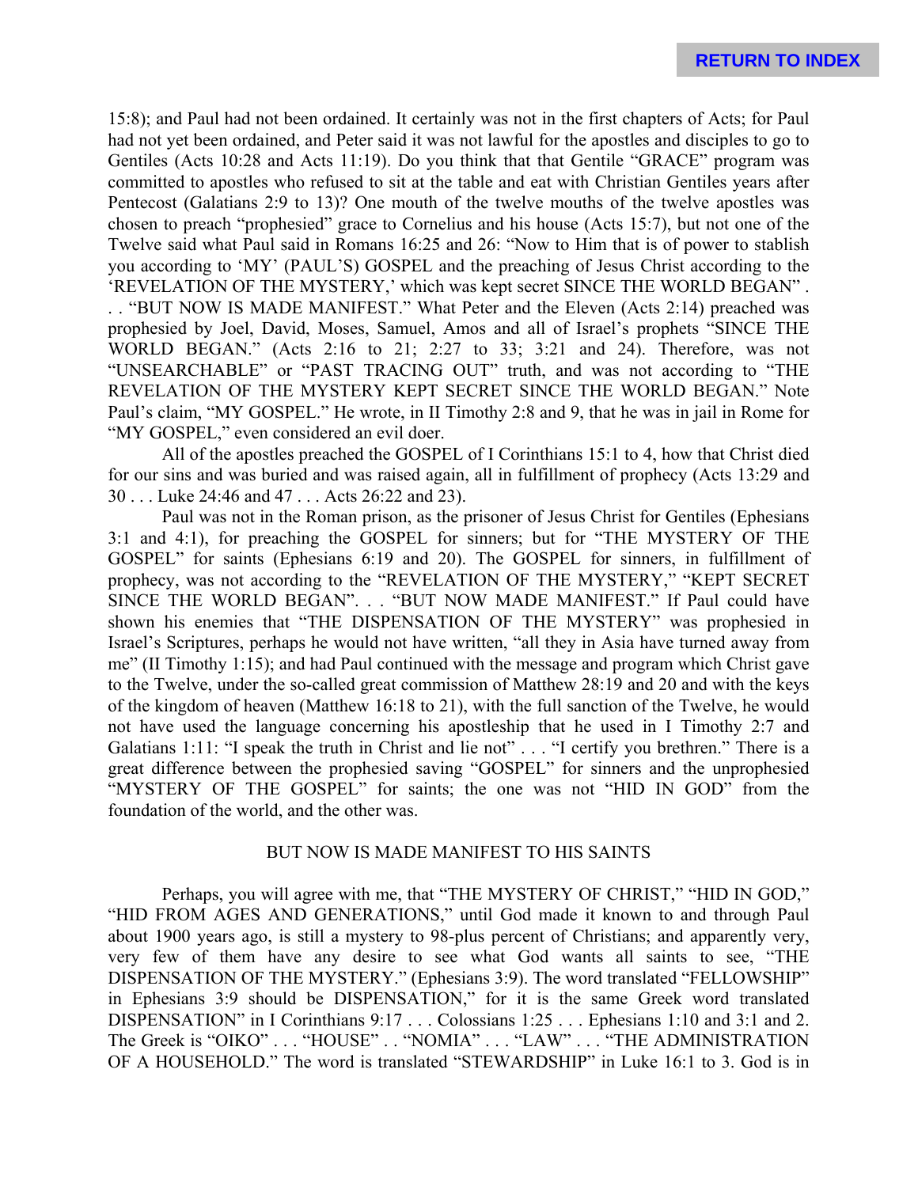15:8); and Paul had not been ordained. It certainly was not in the first chapters of Acts; for Paul had not yet been ordained, and Peter said it was not lawful for the apostles and disciples to go to Gentiles (Acts 10:28 and Acts 11:19). Do you think that that Gentile "GRACE" program was committed to apostles who refused to sit at the table and eat with Christian Gentiles years after Pentecost (Galatians 2:9 to 13)? One mouth of the twelve mouths of the twelve apostles was chosen to preach "prophesied" grace to Cornelius and his house (Acts 15:7), but not one of the Twelve said what Paul said in Romans 16:25 and 26: "Now to Him that is of power to stablish you according to 'MY' (PAUL'S) GOSPEL and the preaching of Jesus Christ according to the 'REVELATION OF THE MYSTERY,' which was kept secret SINCE THE WORLD BEGAN" . . . "BUT NOW IS MADE MANIFEST." What Peter and the Eleven (Acts 2:14) preached was prophesied by Joel, David, Moses, Samuel, Amos and all of Israel's prophets "SINCE THE WORLD BEGAN." (Acts 2:16 to 21; 2:27 to 33; 3:21 and 24). Therefore, was not "UNSEARCHABLE" or "PAST TRACING OUT" truth, and was not according to "THE REVELATION OF THE MYSTERY KEPT SECRET SINCE THE WORLD BEGAN." Note Paul's claim, "MY GOSPEL." He wrote, in II Timothy 2:8 and 9, that he was in jail in Rome for "MY GOSPEL," even considered an evil doer.

All of the apostles preached the GOSPEL of I Corinthians 15:1 to 4, how that Christ died for our sins and was buried and was raised again, all in fulfillment of prophecy (Acts 13:29 and 30 . . . Luke 24:46 and 47 . . . Acts 26:22 and 23).

Paul was not in the Roman prison, as the prisoner of Jesus Christ for Gentiles (Ephesians 3:1 and 4:1), for preaching the GOSPEL for sinners; but for "THE MYSTERY OF THE GOSPEL" for saints (Ephesians 6:19 and 20). The GOSPEL for sinners, in fulfillment of prophecy, was not according to the "REVELATION OF THE MYSTERY," "KEPT SECRET SINCE THE WORLD BEGAN". . . "BUT NOW MADE MANIFEST." If Paul could have shown his enemies that "THE DISPENSATION OF THE MYSTERY" was prophesied in Israel's Scriptures, perhaps he would not have written, "all they in Asia have turned away from me" (II Timothy 1:15); and had Paul continued with the message and program which Christ gave to the Twelve, under the so-called great commission of Matthew 28:19 and 20 and with the keys of the kingdom of heaven (Matthew 16:18 to 21), with the full sanction of the Twelve, he would not have used the language concerning his apostleship that he used in I Timothy 2:7 and Galatians 1:11: "I speak the truth in Christ and lie not" . . . "I certify you brethren." There is a great difference between the prophesied saving "GOSPEL" for sinners and the unprophesied "MYSTERY OF THE GOSPEL" for saints; the one was not "HID IN GOD" from the foundation of the world, and the other was.

## BUT NOW IS MADE MANIFEST TO HIS SAINTS

Perhaps, you will agree with me, that "THE MYSTERY OF CHRIST," "HID IN GOD," "HID FROM AGES AND GENERATIONS," until God made it known to and through Paul about 1900 years ago, is still a mystery to 98-plus percent of Christians; and apparently very, very few of them have any desire to see what God wants all saints to see, "THE DISPENSATION OF THE MYSTERY." (Ephesians 3:9). The word translated "FELLOWSHIP" in Ephesians 3:9 should be DISPENSATION," for it is the same Greek word translated DISPENSATION" in I Corinthians 9:17 . . . Colossians 1:25 . . . Ephesians 1:10 and 3:1 and 2. The Greek is "OIKO" . . . "HOUSE" . . "NOMIA" . . . "LAW" . . . "THE ADMINISTRATION OF A HOUSEHOLD." The word is translated "STEWARDSHIP" in Luke 16:1 to 3. God is in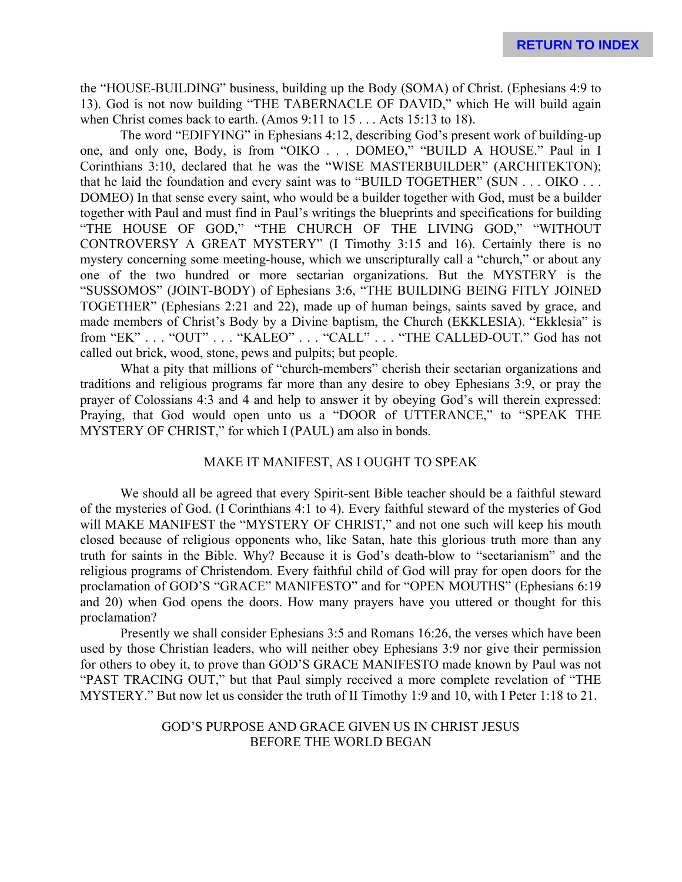the "HOUSE-BUILDING" business, building up the Body (SOMA) of Christ. (Ephesians 4:9 to 13). God is not now building "THE TABERNACLE OF DAVID," which He will build again when Christ comes back to earth. (Amos 9:11 to 15 . . . Acts 15:13 to 18).

The word "EDIFYING" in Ephesians 4:12, describing God's present work of building-up one, and only one, Body, is from "OIKO . . . DOMEO," "BUILD A HOUSE." Paul in I Corinthians 3:10, declared that he was the "WISE MASTERBUILDER" (ARCHITEKTON); that he laid the foundation and every saint was to "BUILD TOGETHER" (SUN . . . OIKO . . . DOMEO) In that sense every saint, who would be a builder together with God, must be a builder together with Paul and must find in Paul's writings the blueprints and specifications for building "THE HOUSE OF GOD," "THE CHURCH OF THE LIVING GOD," "WITHOUT CONTROVERSY A GREAT MYSTERY" (I Timothy 3:15 and 16). Certainly there is no mystery concerning some meeting-house, which we unscripturally call a "church," or about any one of the two hundred or more sectarian organizations. But the MYSTERY is the "SUSSOMOS" (JOINT-BODY) of Ephesians 3:6, "THE BUILDING BEING FITLY JOINED TOGETHER" (Ephesians 2:21 and 22), made up of human beings, saints saved by grace, and made members of Christ's Body by a Divine baptism, the Church (EKKLESIA). "Ekklesia" is from "EK" . . . "OUT" . . . "KALEO" . . . "CALL" . . . "THE CALLED-OUT." God has not called out brick, wood, stone, pews and pulpits; but people.

What a pity that millions of "church-members" cherish their sectarian organizations and traditions and religious programs far more than any desire to obey Ephesians 3:9, or pray the prayer of Colossians 4:3 and 4 and help to answer it by obeying God's will therein expressed: Praying, that God would open unto us a "DOOR of UTTERANCE," to "SPEAK THE MYSTERY OF CHRIST," for which I (PAUL) am also in bonds.

## MAKE IT MANIFEST, AS I OUGHT TO SPEAK

We should all be agreed that every Spirit-sent Bible teacher should be a faithful steward of the mysteries of God. (I Corinthians 4:1 to 4). Every faithful steward of the mysteries of God will MAKE MANIFEST the "MYSTERY OF CHRIST," and not one such will keep his mouth closed because of religious opponents who, like Satan, hate this glorious truth more than any truth for saints in the Bible. Why? Because it is God's death-blow to "sectarianism" and the religious programs of Christendom. Every faithful child of God will pray for open doors for the proclamation of GOD'S "GRACE" MANIFESTO" and for "OPEN MOUTHS" (Ephesians 6:19 and 20) when God opens the doors. How many prayers have you uttered or thought for this proclamation?

Presently we shall consider Ephesians 3:5 and Romans 16:26, the verses which have been used by those Christian leaders, who will neither obey Ephesians 3:9 nor give their permission for others to obey it, to prove than GOD'S GRACE MANIFESTO made known by Paul was not "PAST TRACING OUT," but that Paul simply received a more complete revelation of "THE MYSTERY." But now let us consider the truth of II Timothy 1:9 and 10, with I Peter 1:18 to 21.

## GOD'S PURPOSE AND GRACE GIVEN US IN CHRIST JESUS BEFORE THE WORLD BEGAN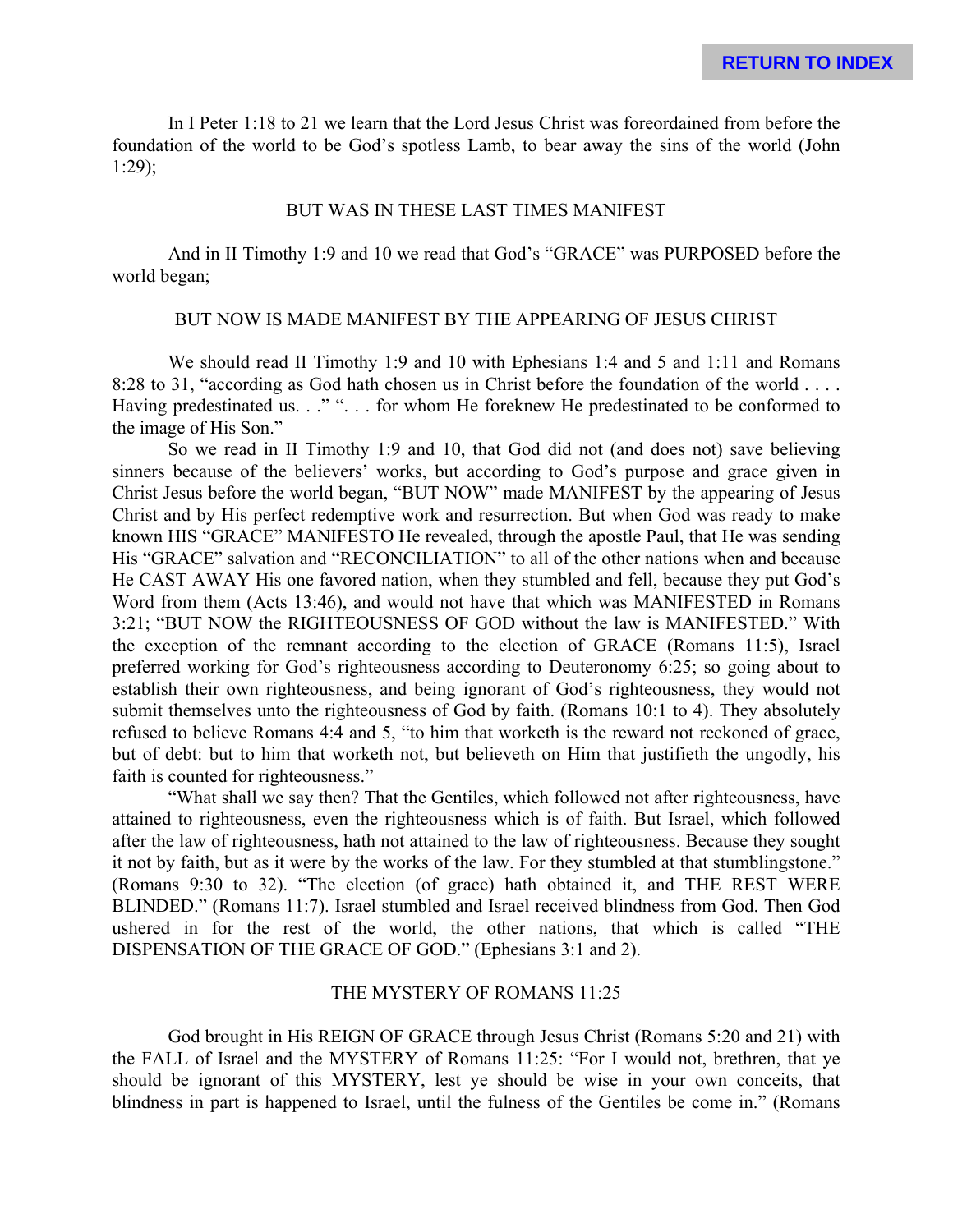In I Peter 1:18 to 21 we learn that the Lord Jesus Christ was foreordained from before the foundation of the world to be God's spotless Lamb, to bear away the sins of the world (John 1:29);

BUT WAS IN THESE LAST TIMES MANIFEST

And in II Timothy 1:9 and 10 we read that God's "GRACE" was PURPOSED before the world began;

BUT NOW IS MADE MANIFEST BY THE APPEARING OF JESUS CHRIST

We should read II Timothy 1:9 and 10 with Ephesians 1:4 and 5 and 1:11 and Romans 8:28 to 31, "according as God hath chosen us in Christ before the foundation of the world . . . . Having predestinated us. . ." ". . . for whom He foreknew He predestinated to be conformed to the image of His Son."

So we read in II Timothy 1:9 and 10, that God did not (and does not) save believing sinners because of the believers' works, but according to God's purpose and grace given in Christ Jesus before the world began, "BUT NOW" made MANIFEST by the appearing of Jesus Christ and by His perfect redemptive work and resurrection. But when God was ready to make known HIS "GRACE" MANIFESTO He revealed, through the apostle Paul, that He was sending His "GRACE" salvation and "RECONCILIATION" to all of the other nations when and because He CAST AWAY His one favored nation, when they stumbled and fell, because they put God's Word from them (Acts 13:46), and would not have that which was MANIFESTED in Romans 3:21; "BUT NOW the RIGHTEOUSNESS OF GOD without the law is MANIFESTED." With the exception of the remnant according to the election of GRACE (Romans 11:5), Israel preferred working for God's righteousness according to Deuteronomy 6:25; so going about to establish their own righteousness, and being ignorant of God's righteousness, they would not submit themselves unto the righteousness of God by faith. (Romans 10:1 to 4). They absolutely refused to believe Romans 4:4 and 5, "to him that worketh is the reward not reckoned of grace, but of debt: but to him that worketh not, but believeth on Him that justifieth the ungodly, his faith is counted for righteousness."

"What shall we say then? That the Gentiles, which followed not after righteousness, have attained to righteousness, even the righteousness which is of faith. But Israel, which followed after the law of righteousness, hath not attained to the law of righteousness. Because they sought it not by faith, but as it were by the works of the law. For they stumbled at that stumblingstone." (Romans 9:30 to 32). "The election (of grace) hath obtained it, and THE REST WERE BLINDED." (Romans 11:7). Israel stumbled and Israel received blindness from God. Then God ushered in for the rest of the world, the other nations, that which is called "THE DISPENSATION OF THE GRACE OF GOD." (Ephesians 3:1 and 2).

THE MYSTERY OF ROMANS 11:25

God brought in His REIGN OF GRACE through Jesus Christ (Romans 5:20 and 21) with the FALL of Israel and the MYSTERY of Romans 11:25: "For I would not, brethren, that ye should be ignorant of this MYSTERY, lest ye should be wise in your own conceits, that blindness in part is happened to Israel, until the fulness of the Gentiles be come in." (Romans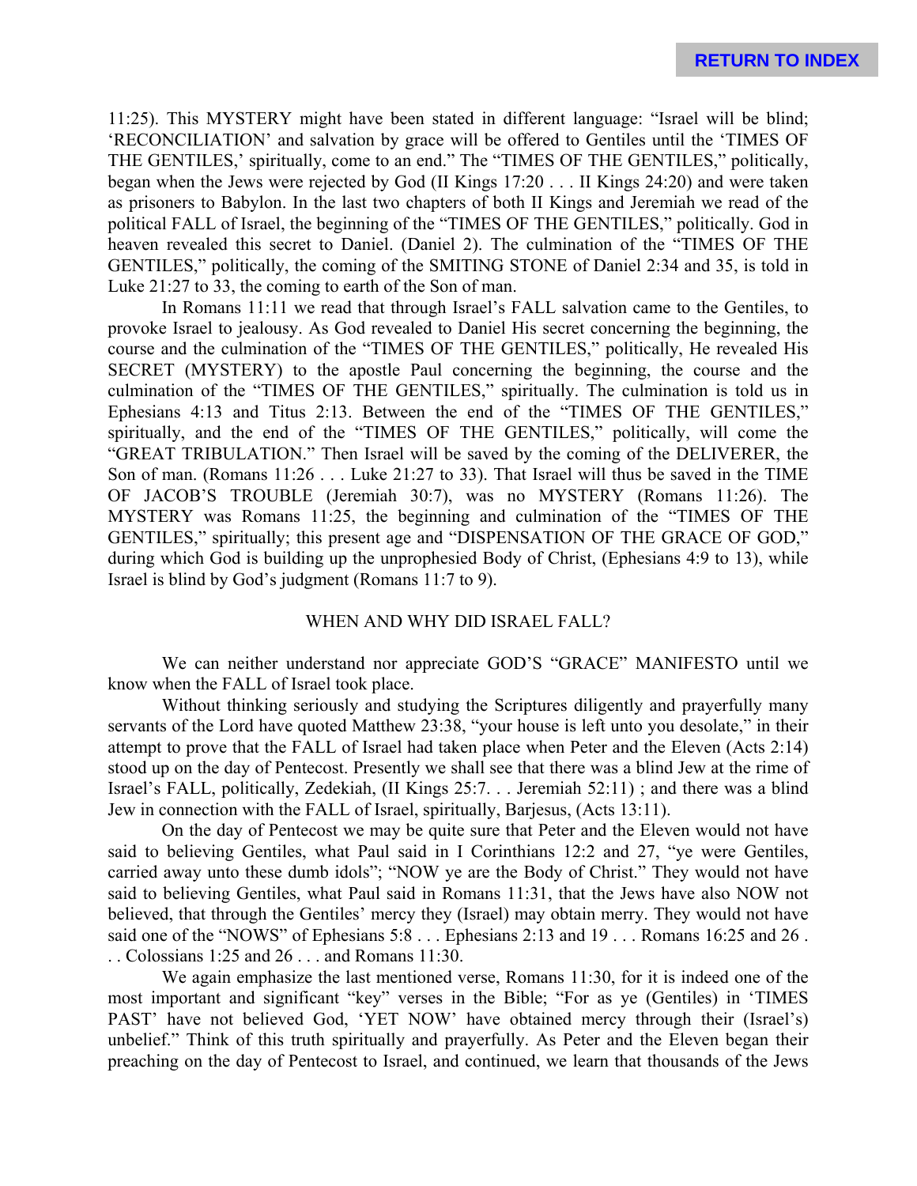11:25). This MYSTERY might have been stated in different language: "Israel will be blind; 'RECONCILIATION' and salvation by grace will be offered to Gentiles until the 'TIMES OF THE GENTILES,' spiritually, come to an end." The "TIMES OF THE GENTILES," politically, began when the Jews were rejected by God (II Kings 17:20 . . . II Kings 24:20) and were taken as prisoners to Babylon. In the last two chapters of both II Kings and Jeremiah we read of the political FALL of Israel, the beginning of the "TIMES OF THE GENTILES," politically. God in heaven revealed this secret to Daniel. (Daniel 2). The culmination of the "TIMES OF THE GENTILES," politically, the coming of the SMITING STONE of Daniel 2:34 and 35, is told in Luke 21:27 to 33, the coming to earth of the Son of man.

In Romans 11:11 we read that through Israel's FALL salvation came to the Gentiles, to provoke Israel to jealousy. As God revealed to Daniel His secret concerning the beginning, the course and the culmination of the "TIMES OF THE GENTILES," politically, He revealed His SECRET (MYSTERY) to the apostle Paul concerning the beginning, the course and the culmination of the "TIMES OF THE GENTILES," spiritually. The culmination is told us in Ephesians 4:13 and Titus 2:13. Between the end of the "TIMES OF THE GENTILES," spiritually, and the end of the "TIMES OF THE GENTILES," politically, will come the "GREAT TRIBULATION." Then Israel will be saved by the coming of the DELIVERER, the Son of man. (Romans 11:26 . . . Luke 21:27 to 33). That Israel will thus be saved in the TIME OF JACOB'S TROUBLE (Jeremiah 30:7), was no MYSTERY (Romans 11:26). The MYSTERY was Romans 11:25, the beginning and culmination of the "TIMES OF THE GENTILES," spiritually; this present age and "DISPENSATION OF THE GRACE OF GOD," during which God is building up the unprophesied Body of Christ, (Ephesians 4:9 to 13), while Israel is blind by God's judgment (Romans 11:7 to 9).

## WHEN AND WHY DID ISRAEL FALL?

We can neither understand nor appreciate GOD'S "GRACE" MANIFESTO until we know when the FALL of Israel took place.

Without thinking seriously and studying the Scriptures diligently and prayerfully many servants of the Lord have quoted Matthew 23:38, "your house is left unto you desolate," in their attempt to prove that the FALL of Israel had taken place when Peter and the Eleven (Acts 2:14) stood up on the day of Pentecost. Presently we shall see that there was a blind Jew at the rime of Israel's FALL, politically, Zedekiah, (II Kings 25:7. . . Jeremiah 52:11) ; and there was a blind Jew in connection with the FALL of Israel, spiritually, Barjesus, (Acts 13:11).

On the day of Pentecost we may be quite sure that Peter and the Eleven would not have said to believing Gentiles, what Paul said in I Corinthians 12:2 and 27, "ye were Gentiles, carried away unto these dumb idols"; "NOW ye are the Body of Christ." They would not have said to believing Gentiles, what Paul said in Romans 11:31, that the Jews have also NOW not believed, that through the Gentiles' mercy they (Israel) may obtain merry. They would not have said one of the "NOWS" of Ephesians 5:8 . . . Ephesians 2:13 and 19 . . . Romans 16:25 and 26 . . . Colossians 1:25 and 26 . . . and Romans 11:30.

We again emphasize the last mentioned verse, Romans 11:30, for it is indeed one of the most important and significant "key" verses in the Bible; "For as ye (Gentiles) in 'TIMES PAST' have not believed God, 'YET NOW' have obtained mercy through their (Israel's) unbelief." Think of this truth spiritually and prayerfully. As Peter and the Eleven began their preaching on the day of Pentecost to Israel, and continued, we learn that thousands of the Jews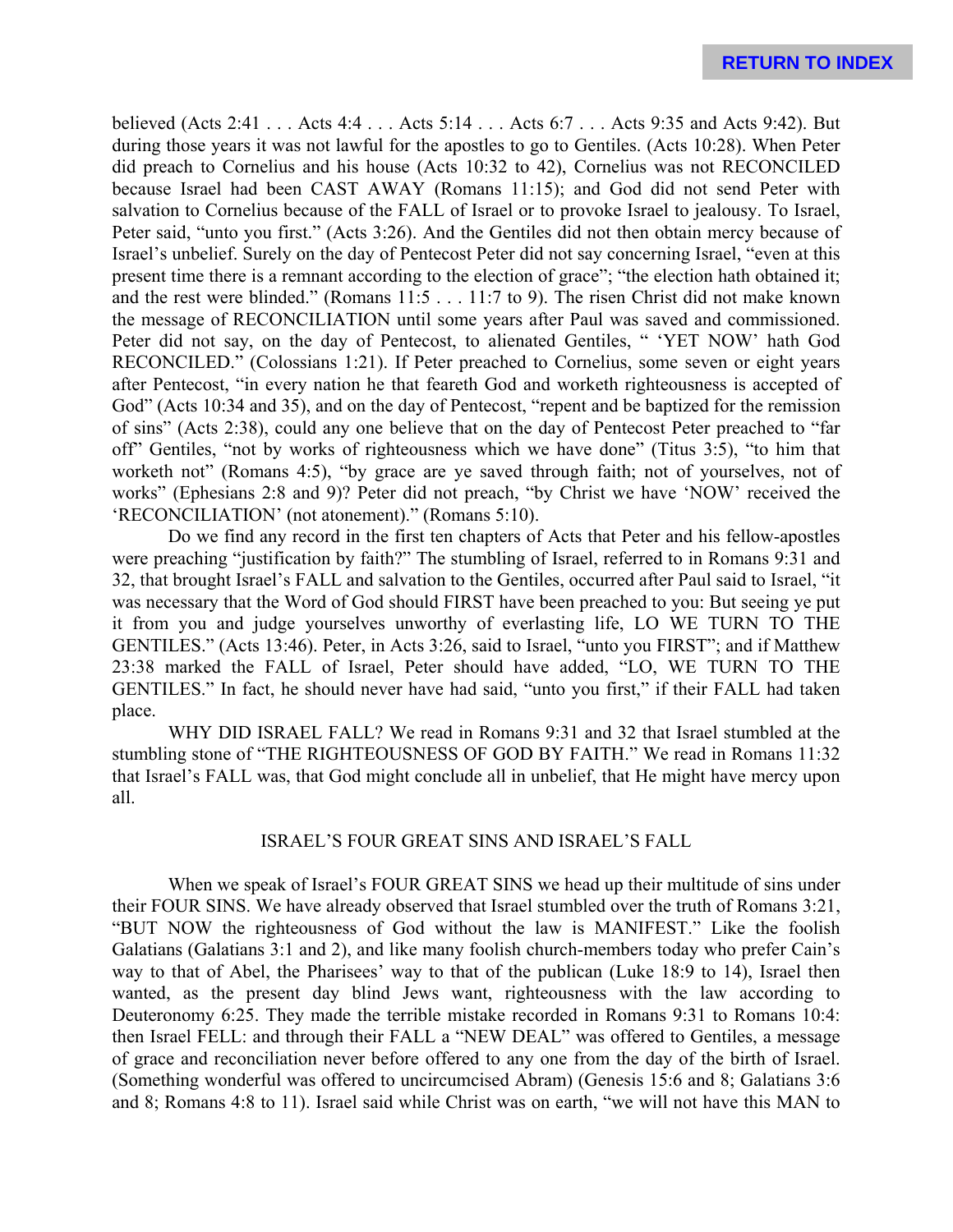believed (Acts 2:41 . . . Acts 4:4 . . . Acts 5:14 . . . Acts 6:7 . . . Acts 9:35 and Acts 9:42). But during those years it was not lawful for the apostles to go to Gentiles. (Acts 10:28). When Peter did preach to Cornelius and his house (Acts 10:32 to 42), Cornelius was not RECONCILED because Israel had been CAST AWAY (Romans 11:15); and God did not send Peter with salvation to Cornelius because of the FALL of Israel or to provoke Israel to jealousy. To Israel, Peter said, "unto you first." (Acts 3:26). And the Gentiles did not then obtain mercy because of Israel's unbelief. Surely on the day of Pentecost Peter did not say concerning Israel, "even at this present time there is a remnant according to the election of grace"; "the election hath obtained it; and the rest were blinded." (Romans 11:5 . . . 11:7 to 9). The risen Christ did not make known the message of RECONCILIATION until some years after Paul was saved and commissioned. Peter did not say, on the day of Pentecost, to alienated Gentiles, " 'YET NOW' hath God RECONCILED." (Colossians 1:21). If Peter preached to Cornelius, some seven or eight years after Pentecost, "in every nation he that feareth God and worketh righteousness is accepted of God" (Acts 10:34 and 35), and on the day of Pentecost, "repent and be baptized for the remission of sins" (Acts 2:38), could any one believe that on the day of Pentecost Peter preached to "far off" Gentiles, "not by works of righteousness which we have done" (Titus 3:5), "to him that worketh not" (Romans 4:5), "by grace are ye saved through faith; not of yourselves, not of works" (Ephesians 2:8 and 9)? Peter did not preach, "by Christ we have 'NOW' received the 'RECONCILIATION' (not atonement)." (Romans 5:10).

Do we find any record in the first ten chapters of Acts that Peter and his fellow-apostles were preaching "justification by faith?" The stumbling of Israel, referred to in Romans 9:31 and 32, that brought Israel's FALL and salvation to the Gentiles, occurred after Paul said to Israel, "it was necessary that the Word of God should FIRST have been preached to you: But seeing ye put it from you and judge yourselves unworthy of everlasting life, LO WE TURN TO THE GENTILES." (Acts 13:46). Peter, in Acts 3:26, said to Israel, "unto you FIRST"; and if Matthew 23:38 marked the FALL of Israel, Peter should have added, "LO, WE TURN TO THE GENTILES." In fact, he should never have had said, "unto you first," if their FALL had taken place.

WHY DID ISRAEL FALL? We read in Romans 9:31 and 32 that Israel stumbled at the stumbling stone of "THE RIGHTEOUSNESS OF GOD BY FAITH." We read in Romans 11:32 that Israel's FALL was, that God might conclude all in unbelief, that He might have mercy upon all.

## ISRAEL'S FOUR GREAT SINS AND ISRAEL'S FALL

When we speak of Israel's FOUR GREAT SINS we head up their multitude of sins under their FOUR SINS. We have already observed that Israel stumbled over the truth of Romans 3:21, "BUT NOW the righteousness of God without the law is MANIFEST." Like the foolish Galatians (Galatians 3:1 and 2), and like many foolish church-members today who prefer Cain's way to that of Abel, the Pharisees' way to that of the publican (Luke 18:9 to 14), Israel then wanted, as the present day blind Jews want, righteousness with the law according to Deuteronomy 6:25. They made the terrible mistake recorded in Romans 9:31 to Romans 10:4: then Israel FELL: and through their FALL a "NEW DEAL" was offered to Gentiles, a message of grace and reconciliation never before offered to any one from the day of the birth of Israel. (Something wonderful was offered to uncircumcised Abram) (Genesis 15:6 and 8; Galatians 3:6 and 8; Romans 4:8 to 11). Israel said while Christ was on earth, "we will not have this MAN to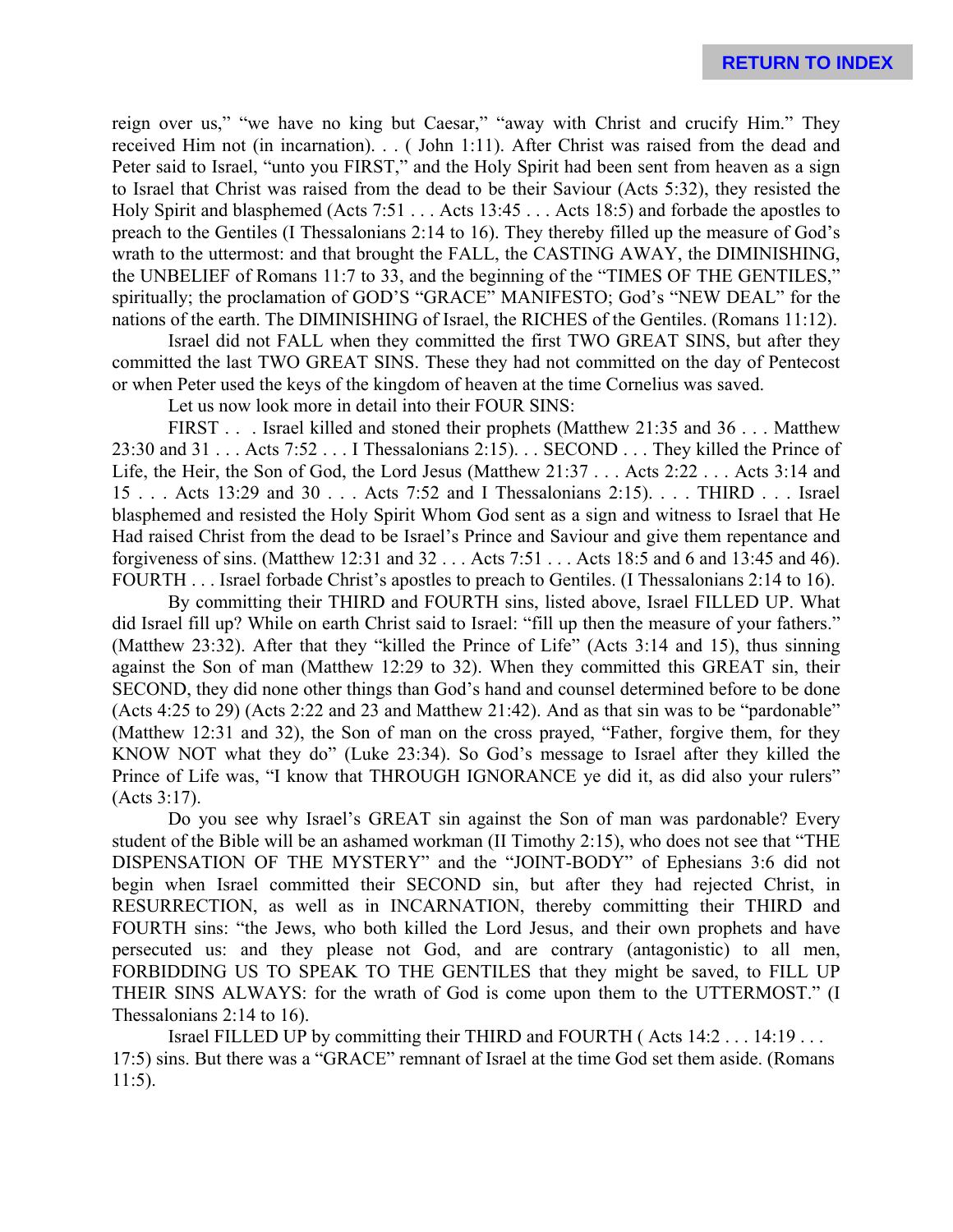reign over us," "we have no king but Caesar," "away with Christ and crucify Him." They received Him not (in incarnation). . . ( John 1:11). After Christ was raised from the dead and Peter said to Israel, "unto you FIRST," and the Holy Spirit had been sent from heaven as a sign to Israel that Christ was raised from the dead to be their Saviour (Acts 5:32), they resisted the Holy Spirit and blasphemed (Acts 7:51 . . . Acts 13:45 . . . Acts 18:5) and forbade the apostles to preach to the Gentiles (I Thessalonians 2:14 to 16). They thereby filled up the measure of God's wrath to the uttermost: and that brought the FALL, the CASTING AWAY, the DIMINISHING, the UNBELIEF of Romans 11:7 to 33, and the beginning of the "TIMES OF THE GENTILES," spiritually; the proclamation of GOD'S "GRACE" MANIFESTO; God's "NEW DEAL" for the nations of the earth. The DIMINISHING of Israel, the RICHES of the Gentiles. (Romans 11:12).

Israel did not FALL when they committed the first TWO GREAT SINS, but after they committed the last TWO GREAT SINS. These they had not committed on the day of Pentecost or when Peter used the keys of the kingdom of heaven at the time Cornelius was saved.

Let us now look more in detail into their FOUR SINS:

FIRST . . . Israel killed and stoned their prophets (Matthew 21:35 and 36 . . . Matthew 23:30 and 31 . . . Acts 7:52 . . . I Thessalonians 2:15). . . SECOND . . . They killed the Prince of Life, the Heir, the Son of God, the Lord Jesus (Matthew 21:37 . . . Acts 2:22 . . . Acts 3:14 and 15 . . . Acts 13:29 and 30 . . . Acts 7:52 and I Thessalonians 2:15). . . . THIRD . . . Israel blasphemed and resisted the Holy Spirit Whom God sent as a sign and witness to Israel that He Had raised Christ from the dead to be Israel's Prince and Saviour and give them repentance and forgiveness of sins. (Matthew 12:31 and 32 . . . Acts 7:51 . . . Acts 18:5 and 6 and 13:45 and 46). FOURTH . . . Israel forbade Christ's apostles to preach to Gentiles. (I Thessalonians 2:14 to 16).

By committing their THIRD and FOURTH sins, listed above, Israel FILLED UP. What did Israel fill up? While on earth Christ said to Israel: "fill up then the measure of your fathers." (Matthew 23:32). After that they "killed the Prince of Life" (Acts 3:14 and 15), thus sinning against the Son of man (Matthew 12:29 to 32). When they committed this GREAT sin, their SECOND, they did none other things than God's hand and counsel determined before to be done (Acts 4:25 to 29) (Acts 2:22 and 23 and Matthew 21:42). And as that sin was to be "pardonable" (Matthew 12:31 and 32), the Son of man on the cross prayed, "Father, forgive them, for they KNOW NOT what they do" (Luke 23:34). So God's message to Israel after they killed the Prince of Life was, "I know that THROUGH IGNORANCE ye did it, as did also your rulers" (Acts 3:17).

Do you see why Israel's GREAT sin against the Son of man was pardonable? Every student of the Bible will be an ashamed workman (II Timothy 2:15), who does not see that "THE DISPENSATION OF THE MYSTERY" and the "JOINT-BODY" of Ephesians 3:6 did not begin when Israel committed their SECOND sin, but after they had rejected Christ, in RESURRECTION, as well as in INCARNATION, thereby committing their THIRD and FOURTH sins: "the Jews, who both killed the Lord Jesus, and their own prophets and have persecuted us: and they please not God, and are contrary (antagonistic) to all men, FORBIDDING US TO SPEAK TO THE GENTILES that they might be saved, to FILL UP THEIR SINS ALWAYS: for the wrath of God is come upon them to the UTTERMOST." (I Thessalonians 2:14 to 16).

Israel FILLED UP by committing their THIRD and FOURTH ( Acts 14:2 . . . 14:19 . . . 17:5) sins. But there was a "GRACE" remnant of Israel at the time God set them aside. (Romans 11:5).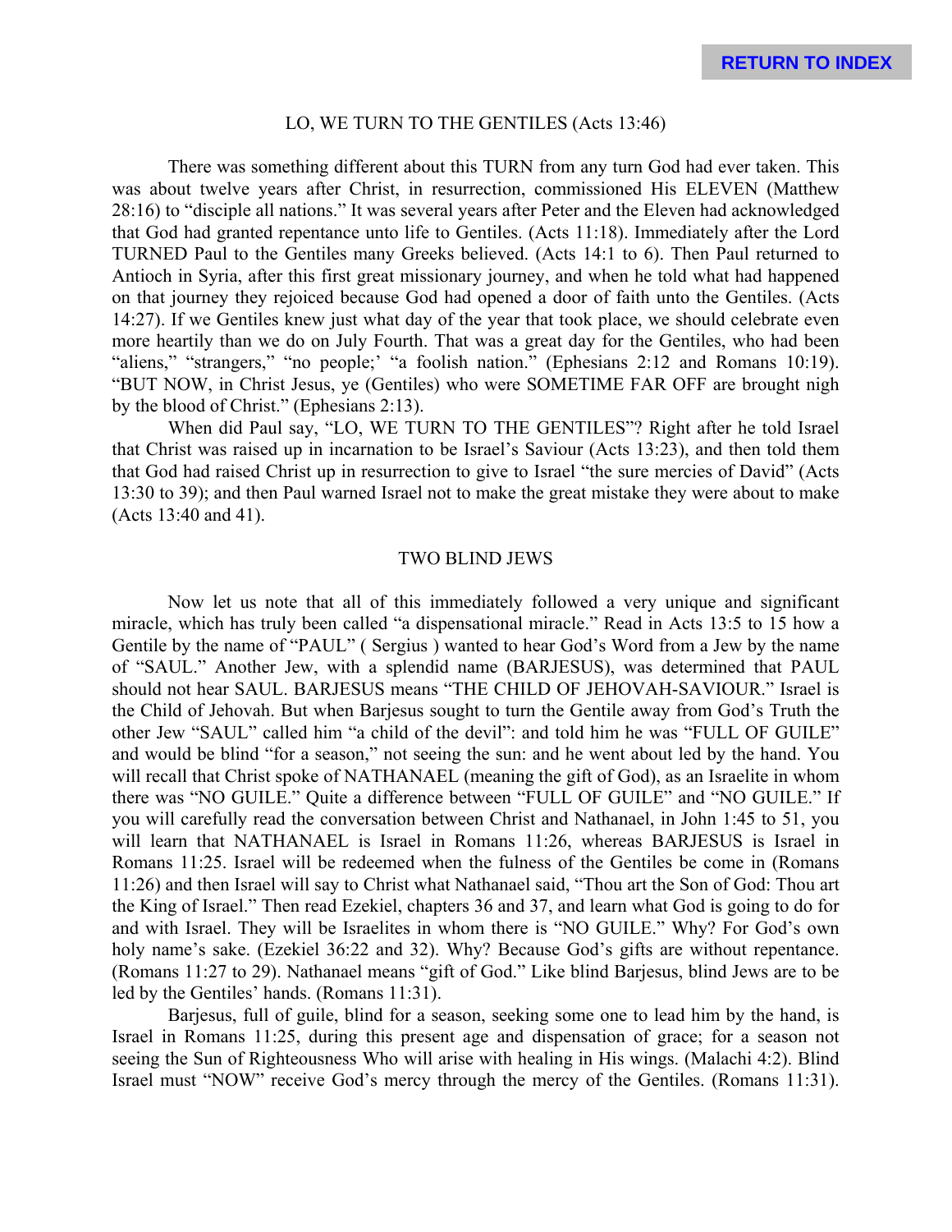## LO, WE TURN TO THE GENTILES (Acts 13:46)

There was something different about this TURN from any turn God had ever taken. This was about twelve years after Christ, in resurrection, commissioned His ELEVEN (Matthew 28:16) to "disciple all nations." It was several years after Peter and the Eleven had acknowledged that God had granted repentance unto life to Gentiles. (Acts 11:18). Immediately after the Lord TURNED Paul to the Gentiles many Greeks believed. (Acts 14:1 to 6). Then Paul returned to Antioch in Syria, after this first great missionary journey, and when he told what had happened on that journey they rejoiced because God had opened a door of faith unto the Gentiles. (Acts 14:27). If we Gentiles knew just what day of the year that took place, we should celebrate even more heartily than we do on July Fourth. That was a great day for the Gentiles, who had been "aliens," "strangers," "no people;' "a foolish nation." (Ephesians 2:12 and Romans 10:19). "BUT NOW, in Christ Jesus, ye (Gentiles) who were SOMETIME FAR OFF are brought nigh by the blood of Christ." (Ephesians 2:13).

When did Paul say, "LO, WE TURN TO THE GENTILES"? Right after he told Israel that Christ was raised up in incarnation to be Israel's Saviour (Acts 13:23), and then told them that God had raised Christ up in resurrection to give to Israel "the sure mercies of David" (Acts 13:30 to 39); and then Paul warned Israel not to make the great mistake they were about to make (Acts 13:40 and 41).

## TWO BLIND JEWS

Now let us note that all of this immediately followed a very unique and significant miracle, which has truly been called "a dispensational miracle." Read in Acts 13:5 to 15 how a Gentile by the name of "PAUL" ( Sergius ) wanted to hear God's Word from a Jew by the name of "SAUL." Another Jew, with a splendid name (BARJESUS), was determined that PAUL should not hear SAUL. BARJESUS means "THE CHILD OF JEHOVAH-SAVIOUR." Israel is the Child of Jehovah. But when Barjesus sought to turn the Gentile away from God's Truth the other Jew "SAUL" called him "a child of the devil": and told him he was "FULL OF GUILE" and would be blind "for a season," not seeing the sun: and he went about led by the hand. You will recall that Christ spoke of NATHANAEL (meaning the gift of God), as an Israelite in whom there was "NO GUILE." Quite a difference between "FULL OF GUILE" and "NO GUILE." If you will carefully read the conversation between Christ and Nathanael, in John 1:45 to 51, you will learn that NATHANAEL is Israel in Romans 11:26, whereas BARJESUS is Israel in Romans 11:25. Israel will be redeemed when the fulness of the Gentiles be come in (Romans 11:26) and then Israel will say to Christ what Nathanael said, "Thou art the Son of God: Thou art the King of Israel." Then read Ezekiel, chapters 36 and 37, and learn what God is going to do for and with Israel. They will be Israelites in whom there is "NO GUILE." Why? For God's own holy name's sake. (Ezekiel 36:22 and 32). Why? Because God's gifts are without repentance. (Romans 11:27 to 29). Nathanael means "gift of God." Like blind Barjesus, blind Jews are to be led by the Gentiles' hands. (Romans 11:31).

Barjesus, full of guile, blind for a season, seeking some one to lead him by the hand, is Israel in Romans 11:25, during this present age and dispensation of grace; for a season not seeing the Sun of Righteousness Who will arise with healing in His wings. (Malachi 4:2). Blind Israel must "NOW" receive God's mercy through the mercy of the Gentiles. (Romans 11:31).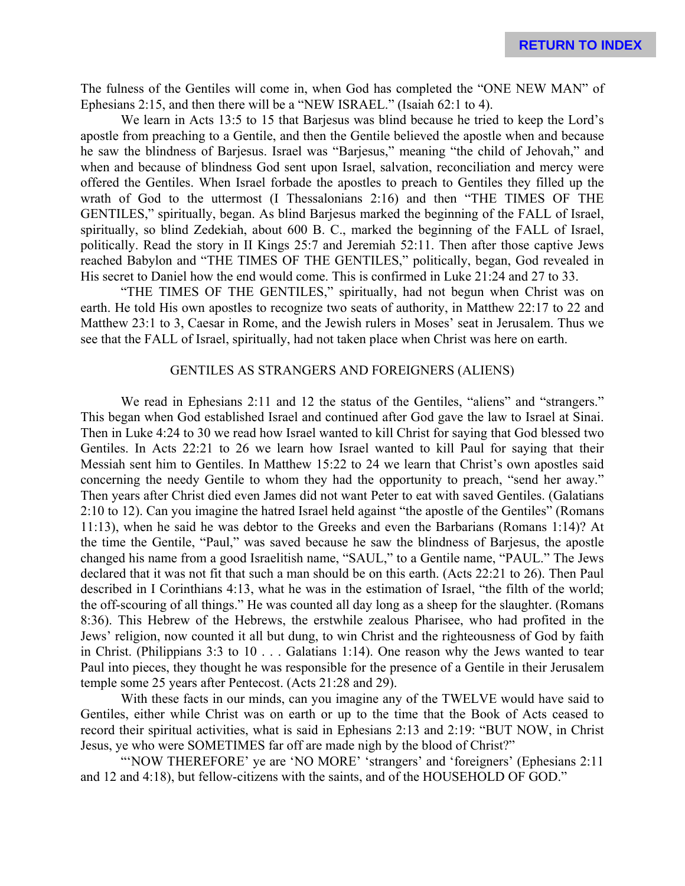The fulness of the Gentiles will come in, when God has completed the "ONE NEW MAN" of Ephesians 2:15, and then there will be a "NEW ISRAEL." (Isaiah 62:1 to 4).

We learn in Acts 13:5 to 15 that Barjesus was blind because he tried to keep the Lord's apostle from preaching to a Gentile, and then the Gentile believed the apostle when and because he saw the blindness of Barjesus. Israel was "Barjesus," meaning "the child of Jehovah," and when and because of blindness God sent upon Israel, salvation, reconciliation and mercy were offered the Gentiles. When Israel forbade the apostles to preach to Gentiles they filled up the wrath of God to the uttermost (I Thessalonians 2:16) and then "THE TIMES OF THE GENTILES," spiritually, began. As blind Barjesus marked the beginning of the FALL of Israel, spiritually, so blind Zedekiah, about 600 B. C., marked the beginning of the FALL of Israel, politically. Read the story in II Kings 25:7 and Jeremiah 52:11. Then after those captive Jews reached Babylon and "THE TIMES OF THE GENTILES," politically, began, God revealed in His secret to Daniel how the end would come. This is confirmed in Luke 21:24 and 27 to 33.

"THE TIMES OF THE GENTILES," spiritually, had not begun when Christ was on earth. He told His own apostles to recognize two seats of authority, in Matthew 22:17 to 22 and Matthew 23:1 to 3, Caesar in Rome, and the Jewish rulers in Moses' seat in Jerusalem. Thus we see that the FALL of Israel, spiritually, had not taken place when Christ was here on earth.

## GENTILES AS STRANGERS AND FOREIGNERS (ALIENS)

We read in Ephesians 2:11 and 12 the status of the Gentiles, "aliens" and "strangers." This began when God established Israel and continued after God gave the law to Israel at Sinai. Then in Luke 4:24 to 30 we read how Israel wanted to kill Christ for saying that God blessed two Gentiles. In Acts 22:21 to 26 we learn how Israel wanted to kill Paul for saying that their Messiah sent him to Gentiles. In Matthew 15:22 to 24 we learn that Christ's own apostles said concerning the needy Gentile to whom they had the opportunity to preach, "send her away." Then years after Christ died even James did not want Peter to eat with saved Gentiles. (Galatians 2:10 to 12). Can you imagine the hatred Israel held against "the apostle of the Gentiles" (Romans 11:13), when he said he was debtor to the Greeks and even the Barbarians (Romans 1:14)? At the time the Gentile, "Paul," was saved because he saw the blindness of Barjesus, the apostle changed his name from a good Israelitish name, "SAUL," to a Gentile name, "PAUL." The Jews declared that it was not fit that such a man should be on this earth. (Acts 22:21 to 26). Then Paul described in I Corinthians 4:13, what he was in the estimation of Israel, "the filth of the world; the off-scouring of all things." He was counted all day long as a sheep for the slaughter. (Romans 8:36). This Hebrew of the Hebrews, the erstwhile zealous Pharisee, who had profited in the Jews' religion, now counted it all but dung, to win Christ and the righteousness of God by faith in Christ. (Philippians 3:3 to 10 . . . Galatians 1:14). One reason why the Jews wanted to tear Paul into pieces, they thought he was responsible for the presence of a Gentile in their Jerusalem temple some 25 years after Pentecost. (Acts 21:28 and 29).

With these facts in our minds, can you imagine any of the TWELVE would have said to Gentiles, either while Christ was on earth or up to the time that the Book of Acts ceased to record their spiritual activities, what is said in Ephesians 2:13 and 2:19: "BUT NOW, in Christ Jesus, ye who were SOMETIMES far off are made nigh by the blood of Christ?"

"'NOW THEREFORE' ye are 'NO MORE' 'strangers' and 'foreigners' (Ephesians 2:11 and 12 and 4:18), but fellow-citizens with the saints, and of the HOUSEHOLD OF GOD."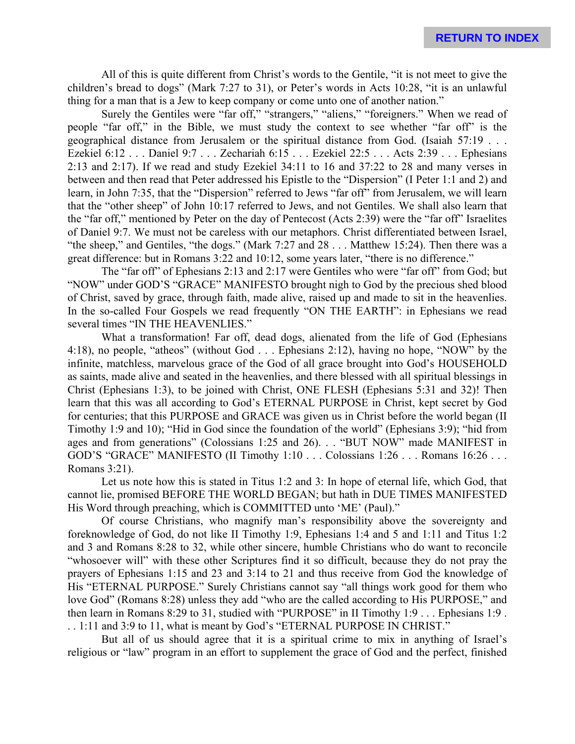All of this is quite different from Christ's words to the Gentile, "it is not meet to give the children's bread to dogs" (Mark 7:27 to 31), or Peter's words in Acts 10:28, "it is an unlawful thing for a man that is a Jew to keep company or come unto one of another nation."

Surely the Gentiles were "far off," "strangers," "aliens," "foreigners." When we read of people "far off," in the Bible, we must study the context to see whether "far off" is the geographical distance from Jerusalem or the spiritual distance from God. (Isaiah 57:19 . . . Ezekiel 6:12 . . . Daniel 9:7 . . . Zechariah 6:15 . . . Ezekiel 22:5 . . . Acts 2:39 . . . Ephesians 2:13 and 2:17). If we read and study Ezekiel 34:11 to 16 and 37:22 to 28 and many verses in between and then read that Peter addressed his Epistle to the "Dispersion" (I Peter 1:1 and 2) and learn, in John 7:35, that the "Dispersion" referred to Jews "far off" from Jerusalem, we will learn that the "other sheep" of John 10:17 referred to Jews, and not Gentiles. We shall also learn that the "far off," mentioned by Peter on the day of Pentecost (Acts 2:39) were the "far off" Israelites of Daniel 9:7. We must not be careless with our metaphors. Christ differentiated between Israel, "the sheep," and Gentiles, "the dogs." (Mark 7:27 and 28 . . . Matthew 15:24). Then there was a great difference: but in Romans 3:22 and 10:12, some years later, "there is no difference."

The "far off" of Ephesians 2:13 and 2:17 were Gentiles who were "far off" from God; but "NOW" under GOD'S "GRACE" MANIFESTO brought nigh to God by the precious shed blood of Christ, saved by grace, through faith, made alive, raised up and made to sit in the heavenlies. In the so-called Four Gospels we read frequently "ON THE EARTH": in Ephesians we read several times "IN THE HEAVENLIES."

What a transformation! Far off, dead dogs, alienated from the life of God (Ephesians 4:18), no people, "atheos" (without God . . . Ephesians 2:12), having no hope, "NOW" by the infinite, matchless, marvelous grace of the God of all grace brought into God's HOUSEHOLD as saints, made alive and seated in the heavenlies, and there blessed with all spiritual blessings in Christ (Ephesians 1:3), to be joined with Christ, ONE FLESH (Ephesians 5:31 and 32)! Then learn that this was all according to God's ETERNAL PURPOSE in Christ, kept secret by God for centuries; that this PURPOSE and GRACE was given us in Christ before the world began (II Timothy 1:9 and 10); "Hid in God since the foundation of the world" (Ephesians 3:9); "hid from ages and from generations" (Colossians 1:25 and 26). . . "BUT NOW" made MANIFEST in GOD'S "GRACE" MANIFESTO (II Timothy 1:10 . . . Colossians 1:26 . . . Romans 16:26 . . . Romans 3:21).

Let us note how this is stated in Titus 1:2 and 3: In hope of eternal life, which God, that cannot lie, promised BEFORE THE WORLD BEGAN; but hath in DUE TIMES MANIFESTED His Word through preaching, which is COMMITTED unto 'ME' (Paul)."

Of course Christians, who magnify man's responsibility above the sovereignty and foreknowledge of God, do not like II Timothy 1:9, Ephesians 1:4 and 5 and 1:11 and Titus 1:2 and 3 and Romans 8:28 to 32, while other sincere, humble Christians who do want to reconcile "whosoever will" with these other Scriptures find it so difficult, because they do not pray the prayers of Ephesians 1:15 and 23 and 3:14 to 21 and thus receive from God the knowledge of His "ETERNAL PURPOSE." Surely Christians cannot say "all things work good for them who love God" (Romans 8:28) unless they add "who are the called according to His PURPOSE," and then learn in Romans 8:29 to 31, studied with "PURPOSE" in II Timothy 1:9 . . . Ephesians 1:9 . . . 1:11 and 3:9 to 11, what is meant by God's "ETERNAL PURPOSE IN CHRIST."

But all of us should agree that it is a spiritual crime to mix in anything of Israel's religious or "law" program in an effort to supplement the grace of God and the perfect, finished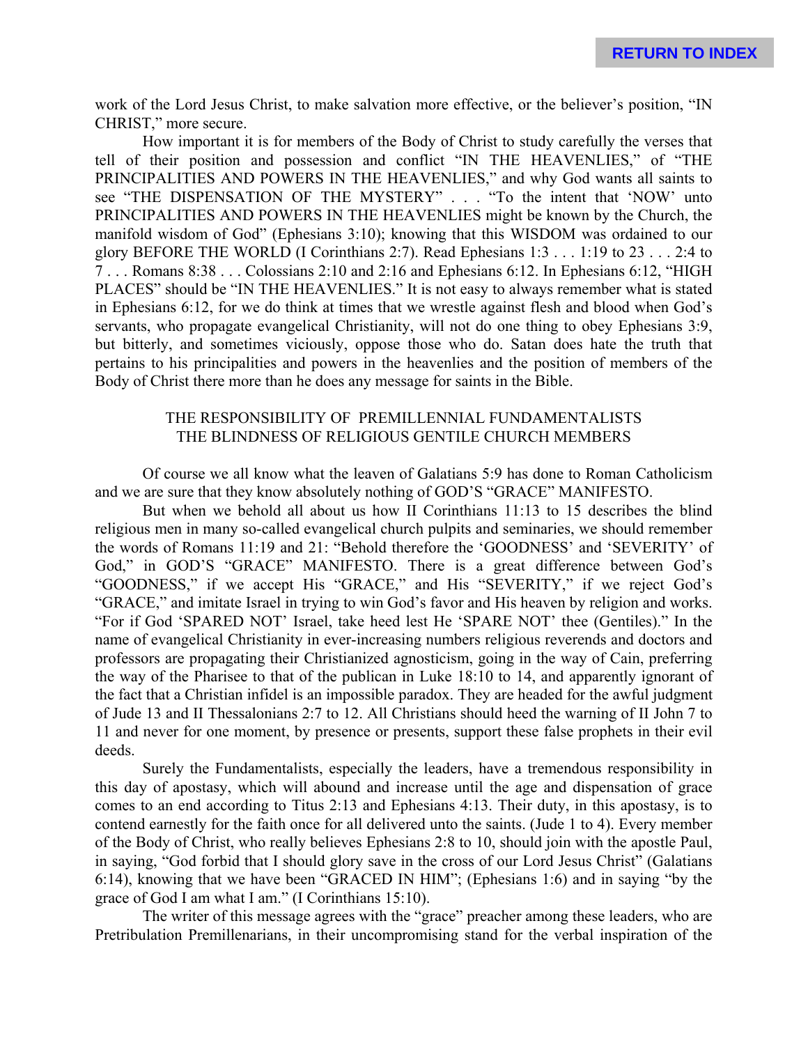work of the Lord Jesus Christ, to make salvation more effective, or the believer's position, "IN CHRIST," more secure.

How important it is for members of the Body of Christ to study carefully the verses that tell of their position and possession and conflict "IN THE HEAVENLIES," of "THE PRINCIPALITIES AND POWERS IN THE HEAVENLIES," and why God wants all saints to see "THE DISPENSATION OF THE MYSTERY" . . . "To the intent that 'NOW' unto PRINCIPALITIES AND POWERS IN THE HEAVENLIES might be known by the Church, the manifold wisdom of God" (Ephesians 3:10); knowing that this WISDOM was ordained to our glory BEFORE THE WORLD (I Corinthians 2:7). Read Ephesians 1:3 . . . 1:19 to 23 . . . 2:4 to 7 . . . Romans 8:38 . . . Colossians 2:10 and 2:16 and Ephesians 6:12. In Ephesians 6:12, "HIGH PLACES" should be "IN THE HEAVENLIES." It is not easy to always remember what is stated in Ephesians 6:12, for we do think at times that we wrestle against flesh and blood when God's servants, who propagate evangelical Christianity, will not do one thing to obey Ephesians 3:9, but bitterly, and sometimes viciously, oppose those who do. Satan does hate the truth that pertains to his principalities and powers in the heavenlies and the position of members of the Body of Christ there more than he does any message for saints in the Bible.

## THE RESPONSIBILITY OF PREMILLENNIAL FUNDAMENTALISTS
## THE BLINDNESS OF RELIGIOUS GENTILE CHURCH MEMBERS

Of course we all know what the leaven of Galatians 5:9 has done to Roman Catholicism and we are sure that they know absolutely nothing of GOD'S "GRACE" MANIFESTO.

But when we behold all about us how II Corinthians 11:13 to 15 describes the blind religious men in many so-called evangelical church pulpits and seminaries, we should remember the words of Romans 11:19 and 21: "Behold therefore the 'GOODNESS' and 'SEVERITY' of God," in GOD'S "GRACE" MANIFESTO. There is a great difference between God's "GOODNESS," if we accept His "GRACE," and His "SEVERITY," if we reject God's "GRACE," and imitate Israel in trying to win God's favor and His heaven by religion and works. "For if God 'SPARED NOT' Israel, take heed lest He 'SPARE NOT' thee (Gentiles)." In the name of evangelical Christianity in ever-increasing numbers religious reverends and doctors and professors are propagating their Christianized agnosticism, going in the way of Cain, preferring the way of the Pharisee to that of the publican in Luke 18:10 to 14, and apparently ignorant of the fact that a Christian infidel is an impossible paradox. They are headed for the awful judgment of Jude 13 and II Thessalonians 2:7 to 12. All Christians should heed the warning of II John 7 to 11 and never for one moment, by presence or presents, support these false prophets in their evil deeds.

Surely the Fundamentalists, especially the leaders, have a tremendous responsibility in this day of apostasy, which will abound and increase until the age and dispensation of grace comes to an end according to Titus 2:13 and Ephesians 4:13. Their duty, in this apostasy, is to contend earnestly for the faith once for all delivered unto the saints. (Jude 1 to 4). Every member of the Body of Christ, who really believes Ephesians 2:8 to 10, should join with the apostle Paul, in saying, "God forbid that I should glory save in the cross of our Lord Jesus Christ" (Galatians 6:14), knowing that we have been "GRACED IN HIM"; (Ephesians 1:6) and in saying "by the grace of God I am what I am." (I Corinthians 15:10).

The writer of this message agrees with the "grace" preacher among these leaders, who are Pretribulation Premillenarians, in their uncompromising stand for the verbal inspiration of the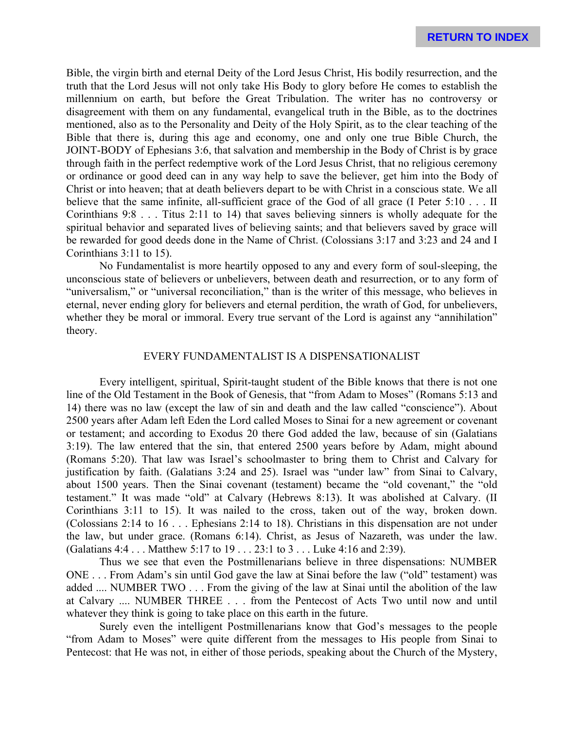Bible, the virgin birth and eternal Deity of the Lord Jesus Christ, His bodily resurrection, and the truth that the Lord Jesus will not only take His Body to glory before He comes to establish the millennium on earth, but before the Great Tribulation. The writer has no controversy or disagreement with them on any fundamental, evangelical truth in the Bible, as to the doctrines mentioned, also as to the Personality and Deity of the Holy Spirit, as to the clear teaching of the Bible that there is, during this age and economy, one and only one true Bible Church, the JOINT-BODY of Ephesians 3:6, that salvation and membership in the Body of Christ is by grace through faith in the perfect redemptive work of the Lord Jesus Christ, that no religious ceremony or ordinance or good deed can in any way help to save the believer, get him into the Body of Christ or into heaven; that at death believers depart to be with Christ in a conscious state. We all believe that the same infinite, all-sufficient grace of the God of all grace (I Peter 5:10 . . . II Corinthians 9:8 . . . Titus 2:11 to 14) that saves believing sinners is wholly adequate for the spiritual behavior and separated lives of believing saints; and that believers saved by grace will be rewarded for good deeds done in the Name of Christ. (Colossians 3:17 and 3:23 and 24 and I Corinthians 3:11 to 15).

No Fundamentalist is more heartily opposed to any and every form of soul-sleeping, the unconscious state of believers or unbelievers, between death and resurrection, or to any form of "universalism," or "universal reconciliation," than is the writer of this message, who believes in eternal, never ending glory for believers and eternal perdition, the wrath of God, for unbelievers, whether they be moral or immoral. Every true servant of the Lord is against any "annihilation" theory.

## EVERY FUNDAMENTALIST IS A DISPENSATIONALIST

Every intelligent, spiritual, Spirit-taught student of the Bible knows that there is not one line of the Old Testament in the Book of Genesis, that "from Adam to Moses" (Romans 5:13 and 14) there was no law (except the law of sin and death and the law called "conscience"). About 2500 years after Adam left Eden the Lord called Moses to Sinai for a new agreement or covenant or testament; and according to Exodus 20 there God added the law, because of sin (Galatians 3:19). The law entered that the sin, that entered 2500 years before by Adam, might abound (Romans 5:20). That law was Israel's schoolmaster to bring them to Christ and Calvary for justification by faith. (Galatians 3:24 and 25). Israel was "under law" from Sinai to Calvary, about 1500 years. Then the Sinai covenant (testament) became the "old covenant," the "old testament." It was made "old" at Calvary (Hebrews 8:13). It was abolished at Calvary. (II Corinthians 3:11 to 15). It was nailed to the cross, taken out of the way, broken down. (Colossians 2:14 to 16 . . . Ephesians 2:14 to 18). Christians in this dispensation are not under the law, but under grace. (Romans 6:14). Christ, as Jesus of Nazareth, was under the law. (Galatians 4:4 . . . Matthew 5:17 to 19 . . . 23:1 to 3 . . . Luke 4:16 and 2:39).

Thus we see that even the Postmillenarians believe in three dispensations: NUMBER ONE . . . From Adam's sin until God gave the law at Sinai before the law ("old" testament) was added .... NUMBER TWO . . . From the giving of the law at Sinai until the abolition of the law at Calvary .... NUMBER THREE . . . from the Pentecost of Acts Two until now and until whatever they think is going to take place on this earth in the future.

Surely even the intelligent Postmillenarians know that God's messages to the people "from Adam to Moses" were quite different from the messages to His people from Sinai to Pentecost: that He was not, in either of those periods, speaking about the Church of the Mystery,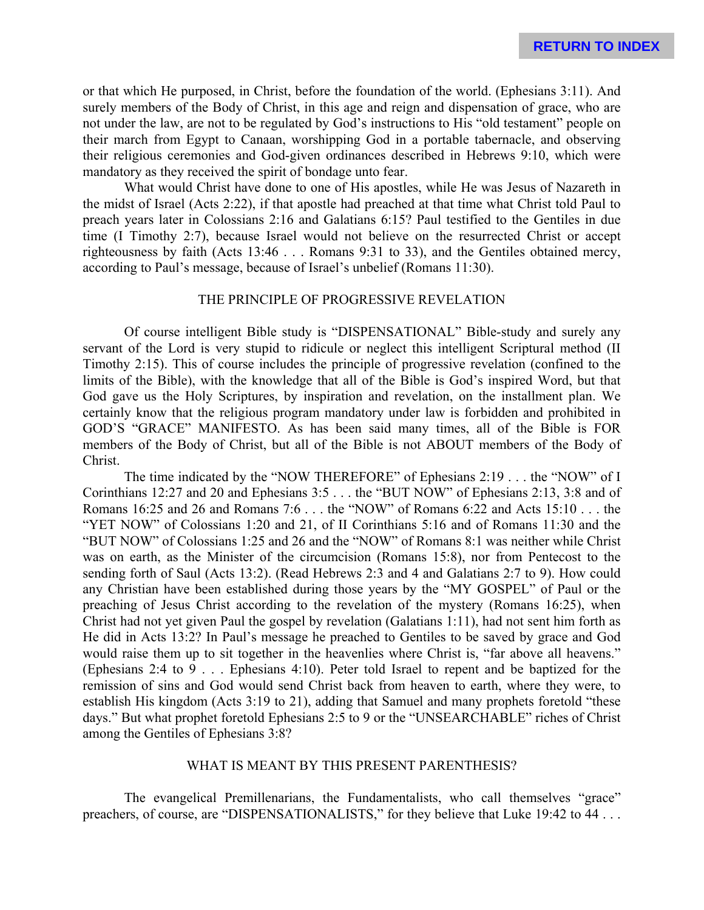or that which He purposed, in Christ, before the foundation of the world. (Ephesians 3:11). And surely members of the Body of Christ, in this age and reign and dispensation of grace, who are not under the law, are not to be regulated by God's instructions to His "old testament" people on their march from Egypt to Canaan, worshipping God in a portable tabernacle, and observing their religious ceremonies and God-given ordinances described in Hebrews 9:10, which were mandatory as they received the spirit of bondage unto fear.

What would Christ have done to one of His apostles, while He was Jesus of Nazareth in the midst of Israel (Acts 2:22), if that apostle had preached at that time what Christ told Paul to preach years later in Colossians 2:16 and Galatians 6:15? Paul testified to the Gentiles in due time (I Timothy 2:7), because Israel would not believe on the resurrected Christ or accept righteousness by faith (Acts 13:46 . . . Romans 9:31 to 33), and the Gentiles obtained mercy, according to Paul's message, because of Israel's unbelief (Romans 11:30).

## THE PRINCIPLE OF PROGRESSIVE REVELATION

Of course intelligent Bible study is "DISPENSATIONAL" Bible-study and surely any servant of the Lord is very stupid to ridicule or neglect this intelligent Scriptural method (II Timothy 2:15). This of course includes the principle of progressive revelation (confined to the limits of the Bible), with the knowledge that all of the Bible is God's inspired Word, but that God gave us the Holy Scriptures, by inspiration and revelation, on the installment plan. We certainly know that the religious program mandatory under law is forbidden and prohibited in GOD'S "GRACE" MANIFESTO. As has been said many times, all of the Bible is FOR members of the Body of Christ, but all of the Bible is not ABOUT members of the Body of Christ.

The time indicated by the "NOW THEREFORE" of Ephesians 2:19 . . . the "NOW" of I Corinthians 12:27 and 20 and Ephesians 3:5 . . . the "BUT NOW" of Ephesians 2:13, 3:8 and of Romans 16:25 and 26 and Romans 7:6 . . . the "NOW" of Romans 6:22 and Acts 15:10 . . . the "YET NOW" of Colossians 1:20 and 21, of II Corinthians 5:16 and of Romans 11:30 and the "BUT NOW" of Colossians 1:25 and 26 and the "NOW" of Romans 8:1 was neither while Christ was on earth, as the Minister of the circumcision (Romans 15:8), nor from Pentecost to the sending forth of Saul (Acts 13:2). (Read Hebrews 2:3 and 4 and Galatians 2:7 to 9). How could any Christian have been established during those years by the "MY GOSPEL" of Paul or the preaching of Jesus Christ according to the revelation of the mystery (Romans 16:25), when Christ had not yet given Paul the gospel by revelation (Galatians 1:11), had not sent him forth as He did in Acts 13:2? In Paul's message he preached to Gentiles to be saved by grace and God would raise them up to sit together in the heavenlies where Christ is, "far above all heavens." (Ephesians 2:4 to 9 . . . Ephesians 4:10). Peter told Israel to repent and be baptized for the remission of sins and God would send Christ back from heaven to earth, where they were, to establish His kingdom (Acts 3:19 to 21), adding that Samuel and many prophets foretold "these days." But what prophet foretold Ephesians 2:5 to 9 or the "UNSEARCHABLE" riches of Christ among the Gentiles of Ephesians 3:8?

## WHAT IS MEANT BY THIS PRESENT PARENTHESIS?

The evangelical Premillenarians, the Fundamentalists, who call themselves "grace" preachers, of course, are "DISPENSATIONALISTS," for they believe that Luke 19:42 to 44 . . .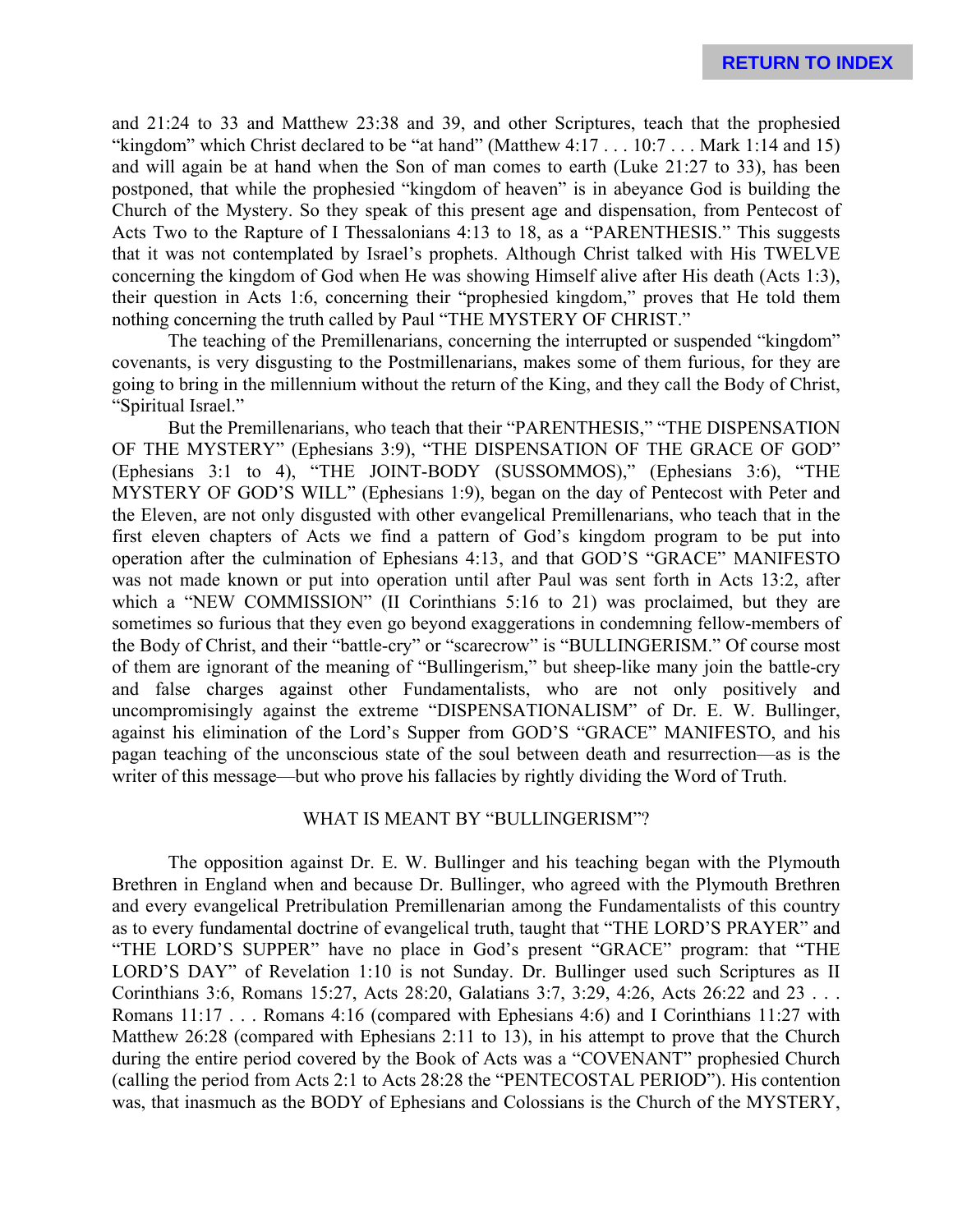and 21:24 to 33 and Matthew 23:38 and 39, and other Scriptures, teach that the prophesied "kingdom" which Christ declared to be "at hand" (Matthew 4:17 . . . 10:7 . . . Mark 1:14 and 15) and will again be at hand when the Son of man comes to earth (Luke 21:27 to 33), has been postponed, that while the prophesied "kingdom of heaven" is in abeyance God is building the Church of the Mystery. So they speak of this present age and dispensation, from Pentecost of Acts Two to the Rapture of I Thessalonians 4:13 to 18, as a "PARENTHESIS." This suggests that it was not contemplated by Israel's prophets. Although Christ talked with His TWELVE concerning the kingdom of God when He was showing Himself alive after His death (Acts 1:3), their question in Acts 1:6, concerning their "prophesied kingdom," proves that He told them nothing concerning the truth called by Paul "THE MYSTERY OF CHRIST."

The teaching of the Premillenarians, concerning the interrupted or suspended "kingdom" covenants, is very disgusting to the Postmillenarians, makes some of them furious, for they are going to bring in the millennium without the return of the King, and they call the Body of Christ, "Spiritual Israel."

But the Premillenarians, who teach that their "PARENTHESIS," "THE DISPENSATION OF THE MYSTERY" (Ephesians 3:9), "THE DISPENSATION OF THE GRACE OF GOD" (Ephesians 3:1 to 4), "THE JOINT-BODY (SUSSOMMOS)," (Ephesians 3:6), "THE MYSTERY OF GOD'S WILL" (Ephesians 1:9), began on the day of Pentecost with Peter and the Eleven, are not only disgusted with other evangelical Premillenarians, who teach that in the first eleven chapters of Acts we find a pattern of God's kingdom program to be put into operation after the culmination of Ephesians 4:13, and that GOD'S "GRACE" MANIFESTO was not made known or put into operation until after Paul was sent forth in Acts 13:2, after which a "NEW COMMISSION" (II Corinthians 5:16 to 21) was proclaimed, but they are sometimes so furious that they even go beyond exaggerations in condemning fellow-members of the Body of Christ, and their "battle-cry" or "scarecrow" is "BULLINGERISM." Of course most of them are ignorant of the meaning of "Bullingerism," but sheep-like many join the battle-cry and false charges against other Fundamentalists, who are not only positively and uncompromisingly against the extreme "DISPENSATIONALISM" of Dr. E. W. Bullinger, against his elimination of the Lord's Supper from GOD'S "GRACE" MANIFESTO, and his pagan teaching of the unconscious state of the soul between death and resurrection—as is the writer of this message—but who prove his fallacies by rightly dividing the Word of Truth.

## WHAT IS MEANT BY "BULLINGERISM"?

The opposition against Dr. E. W. Bullinger and his teaching began with the Plymouth Brethren in England when and because Dr. Bullinger, who agreed with the Plymouth Brethren and every evangelical Pretribulation Premillenarian among the Fundamentalists of this country as to every fundamental doctrine of evangelical truth, taught that "THE LORD'S PRAYER" and "THE LORD'S SUPPER" have no place in God's present "GRACE" program: that "THE LORD'S DAY" of Revelation 1:10 is not Sunday. Dr. Bullinger used such Scriptures as II Corinthians 3:6, Romans 15:27, Acts 28:20, Galatians 3:7, 3:29, 4:26, Acts 26:22 and 23 . . . Romans 11:17 . . . Romans 4:16 (compared with Ephesians 4:6) and I Corinthians 11:27 with Matthew 26:28 (compared with Ephesians 2:11 to 13), in his attempt to prove that the Church during the entire period covered by the Book of Acts was a "COVENANT" prophesied Church (calling the period from Acts 2:1 to Acts 28:28 the "PENTECOSTAL PERIOD"). His contention was, that inasmuch as the BODY of Ephesians and Colossians is the Church of the MYSTERY,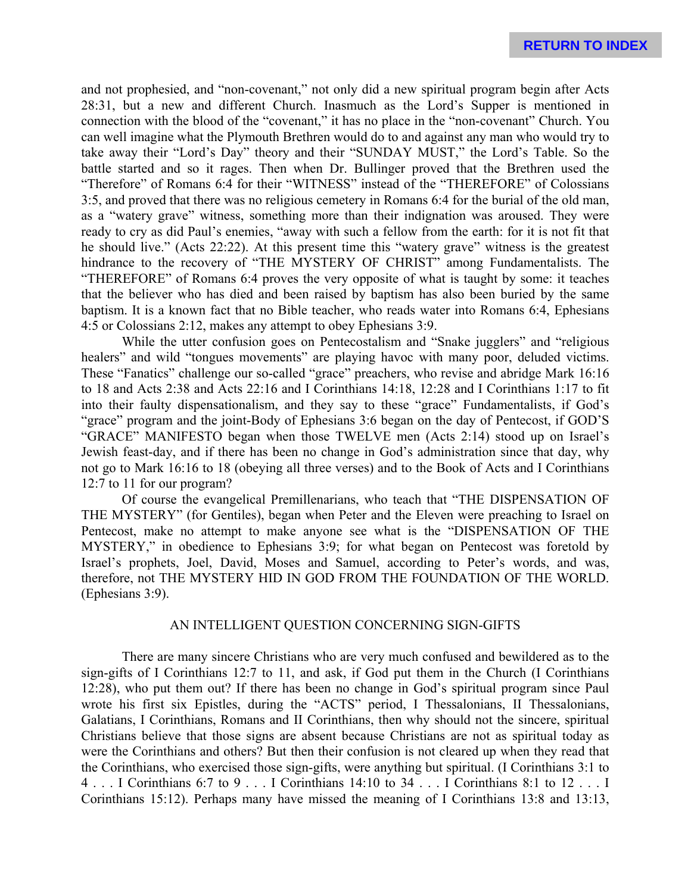and not prophesied, and "non-covenant," not only did a new spiritual program begin after Acts 28:31, but a new and different Church. Inasmuch as the Lord's Supper is mentioned in connection with the blood of the "covenant," it has no place in the "non-covenant" Church. You can well imagine what the Plymouth Brethren would do to and against any man who would try to take away their "Lord's Day" theory and their "SUNDAY MUST," the Lord's Table. So the battle started and so it rages. Then when Dr. Bullinger proved that the Brethren used the "Therefore" of Romans 6:4 for their "WITNESS" instead of the "THEREFORE" of Colossians 3:5, and proved that there was no religious cemetery in Romans 6:4 for the burial of the old man, as a "watery grave" witness, something more than their indignation was aroused. They were ready to cry as did Paul's enemies, "away with such a fellow from the earth: for it is not fit that he should live." (Acts 22:22). At this present time this "watery grave" witness is the greatest hindrance to the recovery of "THE MYSTERY OF CHRIST" among Fundamentalists. The "THEREFORE" of Romans 6:4 proves the very opposite of what is taught by some: it teaches that the believer who has died and been raised by baptism has also been buried by the same baptism. It is a known fact that no Bible teacher, who reads water into Romans 6:4, Ephesians 4:5 or Colossians 2:12, makes any attempt to obey Ephesians 3:9.

While the utter confusion goes on Pentecostalism and "Snake jugglers" and "religious healers" and wild "tongues movements" are playing havoc with many poor, deluded victims. These "Fanatics" challenge our so-called "grace" preachers, who revise and abridge Mark 16:16 to 18 and Acts 2:38 and Acts 22:16 and I Corinthians 14:18, 12:28 and I Corinthians 1:17 to fit into their faulty dispensationalism, and they say to these "grace" Fundamentalists, if God's "grace" program and the joint-Body of Ephesians 3:6 began on the day of Pentecost, if GOD'S "GRACE" MANIFESTO began when those TWELVE men (Acts 2:14) stood up on Israel's Jewish feast-day, and if there has been no change in God's administration since that day, why not go to Mark 16:16 to 18 (obeying all three verses) and to the Book of Acts and I Corinthians 12:7 to 11 for our program?

Of course the evangelical Premillenarians, who teach that "THE DISPENSATION OF THE MYSTERY" (for Gentiles), began when Peter and the Eleven were preaching to Israel on Pentecost, make no attempt to make anyone see what is the "DISPENSATION OF THE MYSTERY," in obedience to Ephesians 3:9; for what began on Pentecost was foretold by Israel's prophets, Joel, David, Moses and Samuel, according to Peter's words, and was, therefore, not THE MYSTERY HID IN GOD FROM THE FOUNDATION OF THE WORLD. (Ephesians 3:9).

## AN INTELLIGENT QUESTION CONCERNING SIGN-GIFTS

There are many sincere Christians who are very much confused and bewildered as to the sign-gifts of I Corinthians 12:7 to 11, and ask, if God put them in the Church (I Corinthians 12:28), who put them out? If there has been no change in God's spiritual program since Paul wrote his first six Epistles, during the "ACTS" period, I Thessalonians, II Thessalonians, Galatians, I Corinthians, Romans and II Corinthians, then why should not the sincere, spiritual Christians believe that those signs are absent because Christians are not as spiritual today as were the Corinthians and others? But then their confusion is not cleared up when they read that the Corinthians, who exercised those sign-gifts, were anything but spiritual. (I Corinthians 3:1 to 4 . . . I Corinthians 6:7 to 9 . . . I Corinthians 14:10 to 34 . . . I Corinthians 8:1 to 12 . . . I Corinthians 15:12). Perhaps many have missed the meaning of I Corinthians 13:8 and 13:13,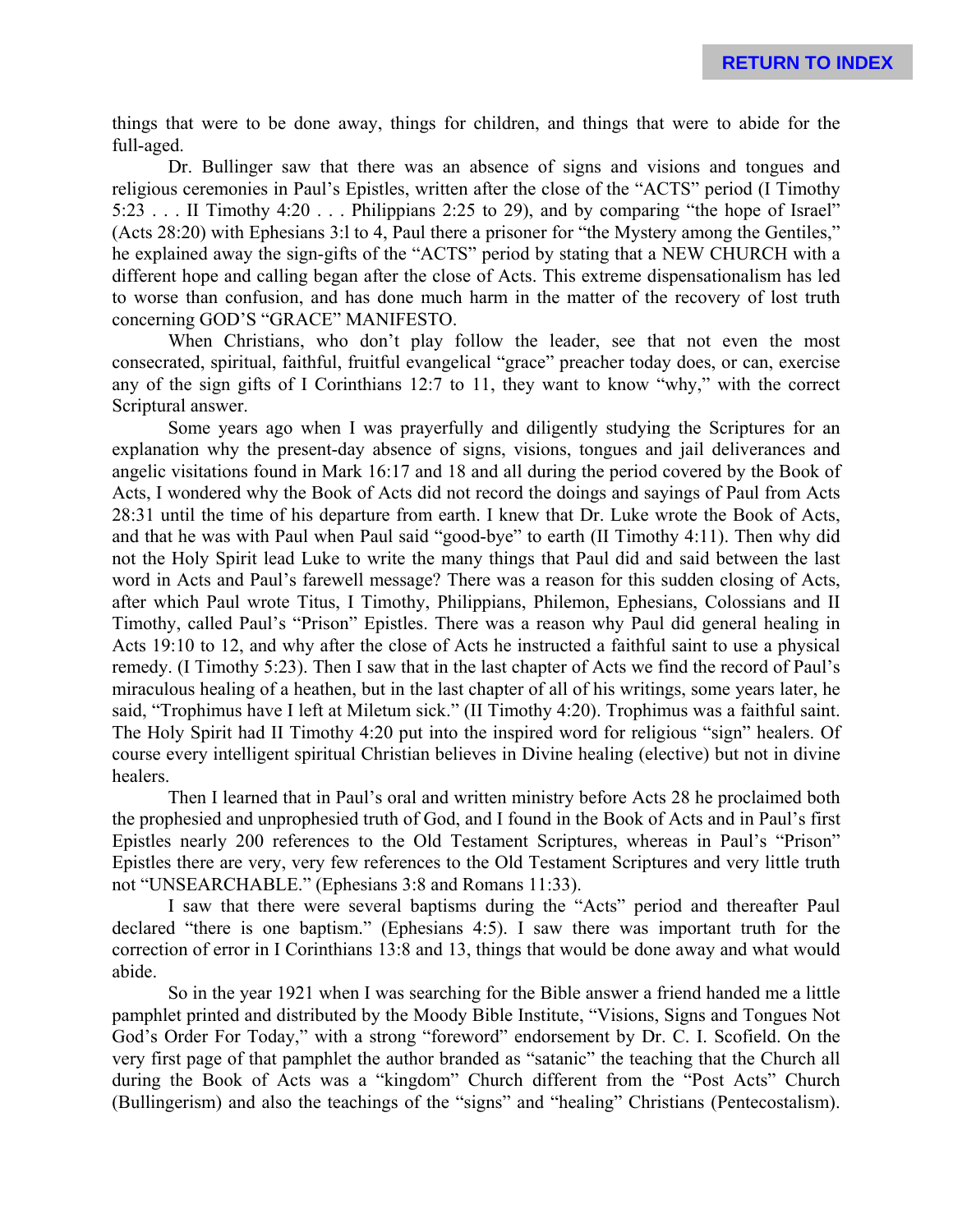things that were to be done away, things for children, and things that were to abide for the full-aged.

Dr. Bullinger saw that there was an absence of signs and visions and tongues and religious ceremonies in Paul's Epistles, written after the close of the "ACTS" period (I Timothy 5:23 . . . II Timothy 4:20 . . . Philippians 2:25 to 29), and by comparing "the hope of Israel" (Acts 28:20) with Ephesians 3:l to 4, Paul there a prisoner for "the Mystery among the Gentiles," he explained away the sign-gifts of the "ACTS" period by stating that a NEW CHURCH with a different hope and calling began after the close of Acts. This extreme dispensationalism has led to worse than confusion, and has done much harm in the matter of the recovery of lost truth concerning GOD'S "GRACE" MANIFESTO.

When Christians, who don't play follow the leader, see that not even the most consecrated, spiritual, faithful, fruitful evangelical "grace" preacher today does, or can, exercise any of the sign gifts of I Corinthians 12:7 to 11, they want to know "why," with the correct Scriptural answer.

Some years ago when I was prayerfully and diligently studying the Scriptures for an explanation why the present-day absence of signs, visions, tongues and jail deliverances and angelic visitations found in Mark 16:17 and 18 and all during the period covered by the Book of Acts, I wondered why the Book of Acts did not record the doings and sayings of Paul from Acts 28:31 until the time of his departure from earth. I knew that Dr. Luke wrote the Book of Acts, and that he was with Paul when Paul said "good-bye" to earth (II Timothy 4:11). Then why did not the Holy Spirit lead Luke to write the many things that Paul did and said between the last word in Acts and Paul's farewell message? There was a reason for this sudden closing of Acts, after which Paul wrote Titus, I Timothy, Philippians, Philemon, Ephesians, Colossians and II Timothy, called Paul's "Prison" Epistles. There was a reason why Paul did general healing in Acts 19:10 to 12, and why after the close of Acts he instructed a faithful saint to use a physical remedy. (I Timothy 5:23). Then I saw that in the last chapter of Acts we find the record of Paul's miraculous healing of a heathen, but in the last chapter of all of his writings, some years later, he said, "Trophimus have I left at Miletum sick." (II Timothy 4:20). Trophimus was a faithful saint. The Holy Spirit had II Timothy 4:20 put into the inspired word for religious "sign" healers. Of course every intelligent spiritual Christian believes in Divine healing (elective) but not in divine healers.

Then I learned that in Paul's oral and written ministry before Acts 28 he proclaimed both the prophesied and unprophesied truth of God, and I found in the Book of Acts and in Paul's first Epistles nearly 200 references to the Old Testament Scriptures, whereas in Paul's "Prison" Epistles there are very, very few references to the Old Testament Scriptures and very little truth not "UNSEARCHABLE." (Ephesians 3:8 and Romans 11:33).

I saw that there were several baptisms during the "Acts" period and thereafter Paul declared "there is one baptism." (Ephesians 4:5). I saw there was important truth for the correction of error in I Corinthians 13:8 and 13, things that would be done away and what would abide.

So in the year 1921 when I was searching for the Bible answer a friend handed me a little pamphlet printed and distributed by the Moody Bible Institute, "Visions, Signs and Tongues Not God's Order For Today," with a strong "foreword" endorsement by Dr. C. I. Scofield. On the very first page of that pamphlet the author branded as "satanic" the teaching that the Church all during the Book of Acts was a "kingdom" Church different from the "Post Acts" Church (Bullingerism) and also the teachings of the "signs" and "healing" Christians (Pentecostalism).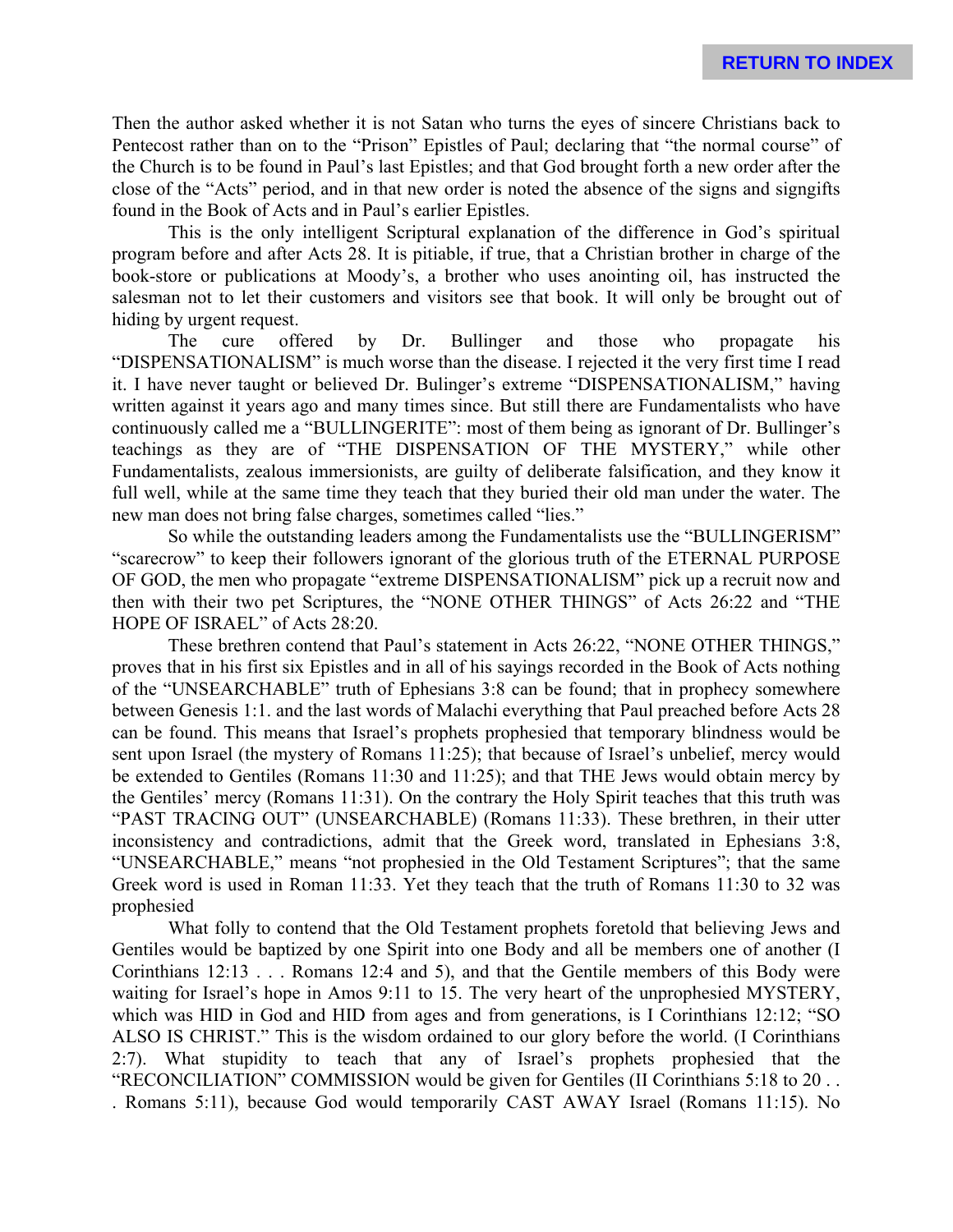Then the author asked whether it is not Satan who turns the eyes of sincere Christians back to Pentecost rather than on to the "Prison" Epistles of Paul; declaring that "the normal course" of the Church is to be found in Paul's last Epistles; and that God brought forth a new order after the close of the "Acts" period, and in that new order is noted the absence of the signs and signgifts found in the Book of Acts and in Paul's earlier Epistles.

This is the only intelligent Scriptural explanation of the difference in God's spiritual program before and after Acts 28. It is pitiable, if true, that a Christian brother in charge of the book-store or publications at Moody's, a brother who uses anointing oil, has instructed the salesman not to let their customers and visitors see that book. It will only be brought out of hiding by urgent request.

The cure offered by Dr. Bullinger and those who propagate his "DISPENSATIONALISM" is much worse than the disease. I rejected it the very first time I read it. I have never taught or believed Dr. Bulinger's extreme "DISPENSATIONALISM," having written against it years ago and many times since. But still there are Fundamentalists who have continuously called me a "BULLINGERITE": most of them being as ignorant of Dr. Bullinger's teachings as they are of "THE DISPENSATION OF THE MYSTERY," while other Fundamentalists, zealous immersionists, are guilty of deliberate falsification, and they know it full well, while at the same time they teach that they buried their old man under the water. The new man does not bring false charges, sometimes called "lies."

So while the outstanding leaders among the Fundamentalists use the "BULLINGERISM" "scarecrow" to keep their followers ignorant of the glorious truth of the ETERNAL PURPOSE OF GOD, the men who propagate "extreme DISPENSATIONALISM" pick up a recruit now and then with their two pet Scriptures, the "NONE OTHER THINGS" of Acts 26:22 and "THE HOPE OF ISRAEL" of Acts 28:20.

These brethren contend that Paul's statement in Acts 26:22, "NONE OTHER THINGS," proves that in his first six Epistles and in all of his sayings recorded in the Book of Acts nothing of the "UNSEARCHABLE" truth of Ephesians 3:8 can be found; that in prophecy somewhere between Genesis 1:1. and the last words of Malachi everything that Paul preached before Acts 28 can be found. This means that Israel's prophets prophesied that temporary blindness would be sent upon Israel (the mystery of Romans 11:25); that because of Israel's unbelief, mercy would be extended to Gentiles (Romans 11:30 and 11:25); and that THE Jews would obtain mercy by the Gentiles' mercy (Romans 11:31). On the contrary the Holy Spirit teaches that this truth was "PAST TRACING OUT" (UNSEARCHABLE) (Romans 11:33). These brethren, in their utter inconsistency and contradictions, admit that the Greek word, translated in Ephesians 3:8, "UNSEARCHABLE," means "not prophesied in the Old Testament Scriptures"; that the same Greek word is used in Roman 11:33. Yet they teach that the truth of Romans 11:30 to 32 was prophesied

What folly to contend that the Old Testament prophets foretold that believing Jews and Gentiles would be baptized by one Spirit into one Body and all be members one of another (I Corinthians 12:13 . . . Romans 12:4 and 5), and that the Gentile members of this Body were waiting for Israel's hope in Amos 9:11 to 15. The very heart of the unprophesied MYSTERY, which was HID in God and HID from ages and from generations, is I Corinthians 12:12; "SO ALSO IS CHRIST." This is the wisdom ordained to our glory before the world. (I Corinthians 2:7). What stupidity to teach that any of Israel's prophets prophesied that the "RECONCILIATION" COMMISSION would be given for Gentiles (II Corinthians 5:18 to 20 . . . Romans 5:11), because God would temporarily CAST AWAY Israel (Romans 11:15). No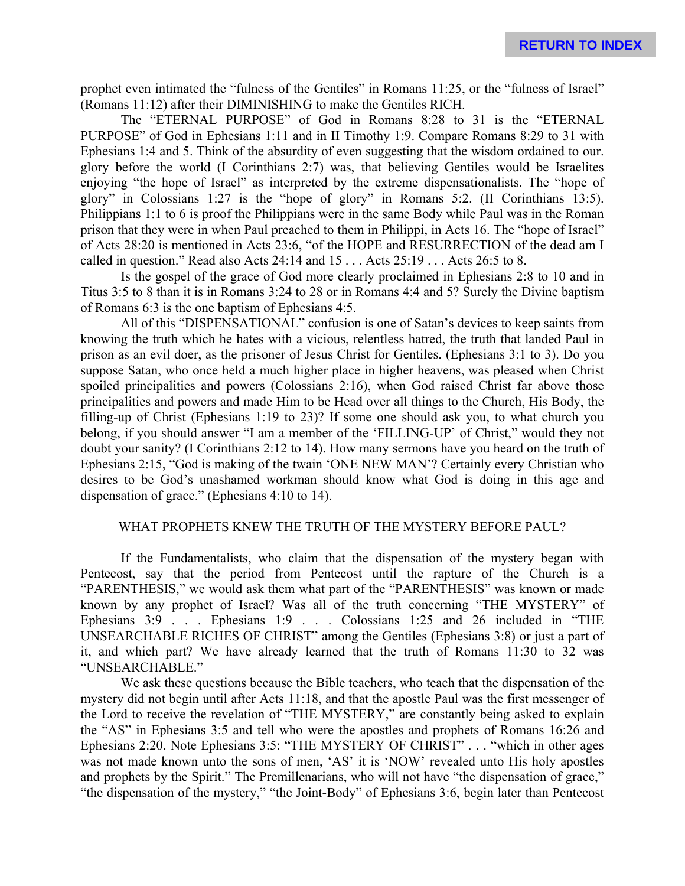prophet even intimated the "fulness of the Gentiles" in Romans 11:25, or the "fulness of Israel" (Romans 11:12) after their DIMINISHING to make the Gentiles RICH.

The "ETERNAL PURPOSE" of God in Romans 8:28 to 31 is the "ETERNAL PURPOSE" of God in Ephesians 1:11 and in II Timothy 1:9. Compare Romans 8:29 to 31 with Ephesians 1:4 and 5. Think of the absurdity of even suggesting that the wisdom ordained to our. glory before the world (I Corinthians 2:7) was, that believing Gentiles would be Israelites enjoying "the hope of Israel" as interpreted by the extreme dispensationalists. The "hope of glory" in Colossians 1:27 is the "hope of glory" in Romans 5:2. (II Corinthians 13:5). Philippians 1:1 to 6 is proof the Philippians were in the same Body while Paul was in the Roman prison that they were in when Paul preached to them in Philippi, in Acts 16. The "hope of Israel" of Acts 28:20 is mentioned in Acts 23:6, "of the HOPE and RESURRECTION of the dead am I called in question." Read also Acts 24:14 and 15 . . . Acts 25:19 . . . Acts 26:5 to 8.

Is the gospel of the grace of God more clearly proclaimed in Ephesians 2:8 to 10 and in Titus 3:5 to 8 than it is in Romans 3:24 to 28 or in Romans 4:4 and 5? Surely the Divine baptism of Romans 6:3 is the one baptism of Ephesians 4:5.

All of this "DISPENSATIONAL" confusion is one of Satan's devices to keep saints from knowing the truth which he hates with a vicious, relentless hatred, the truth that landed Paul in prison as an evil doer, as the prisoner of Jesus Christ for Gentiles. (Ephesians 3:1 to 3). Do you suppose Satan, who once held a much higher place in higher heavens, was pleased when Christ spoiled principalities and powers (Colossians 2:16), when God raised Christ far above those principalities and powers and made Him to be Head over all things to the Church, His Body, the filling-up of Christ (Ephesians 1:19 to 23)? If some one should ask you, to what church you belong, if you should answer "I am a member of the 'FILLING-UP' of Christ," would they not doubt your sanity? (I Corinthians 2:12 to 14). How many sermons have you heard on the truth of Ephesians 2:15, "God is making of the twain 'ONE NEW MAN'? Certainly every Christian who desires to be God's unashamed workman should know what God is doing in this age and dispensation of grace." (Ephesians 4:10 to 14).

## WHAT PROPHETS KNEW THE TRUTH OF THE MYSTERY BEFORE PAUL?

If the Fundamentalists, who claim that the dispensation of the mystery began with Pentecost, say that the period from Pentecost until the rapture of the Church is a "PARENTHESIS," we would ask them what part of the "PARENTHESIS" was known or made known by any prophet of Israel? Was all of the truth concerning "THE MYSTERY" of Ephesians 3:9 . . . Ephesians 1:9 . . . Colossians 1:25 and 26 included in "THE UNSEARCHABLE RICHES OF CHRIST" among the Gentiles (Ephesians 3:8) or just a part of it, and which part? We have already learned that the truth of Romans 11:30 to 32 was "UNSEARCHABLE."

We ask these questions because the Bible teachers, who teach that the dispensation of the mystery did not begin until after Acts 11:18, and that the apostle Paul was the first messenger of the Lord to receive the revelation of "THE MYSTERY," are constantly being asked to explain the "AS" in Ephesians 3:5 and tell who were the apostles and prophets of Romans 16:26 and Ephesians 2:20. Note Ephesians 3:5: "THE MYSTERY OF CHRIST" . . . "which in other ages was not made known unto the sons of men, 'AS' it is 'NOW' revealed unto His holy apostles and prophets by the Spirit." The Premillenarians, who will not have "the dispensation of grace," "the dispensation of the mystery," "the Joint-Body" of Ephesians 3:6, begin later than Pentecost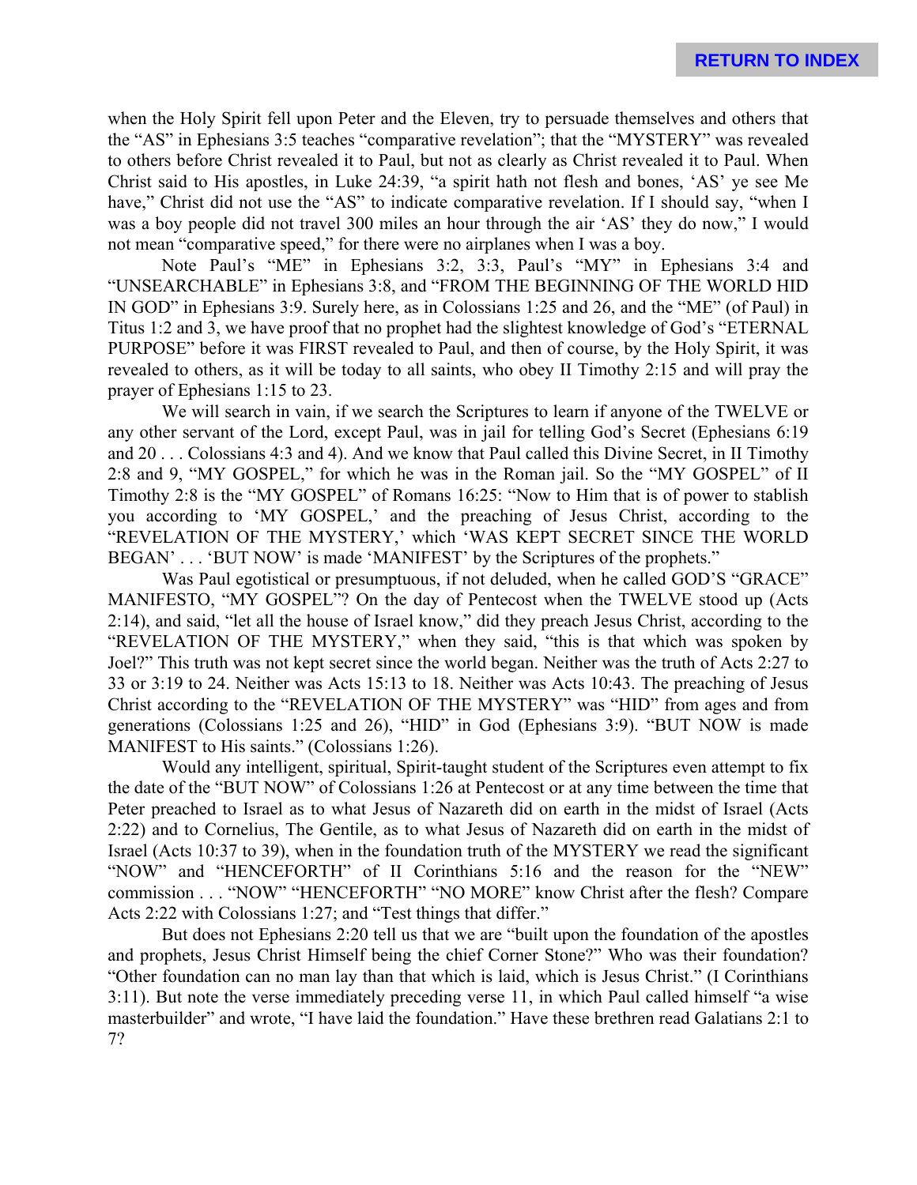when the Holy Spirit fell upon Peter and the Eleven, try to persuade themselves and others that the "AS" in Ephesians 3:5 teaches "comparative revelation"; that the "MYSTERY" was revealed to others before Christ revealed it to Paul, but not as clearly as Christ revealed it to Paul. When Christ said to His apostles, in Luke 24:39, "a spirit hath not flesh and bones, 'AS' ye see Me have," Christ did not use the "AS" to indicate comparative revelation. If I should say, "when I was a boy people did not travel 300 miles an hour through the air 'AS' they do now," I would not mean "comparative speed," for there were no airplanes when I was a boy.

Note Paul's "ME" in Ephesians 3:2, 3:3, Paul's "MY" in Ephesians 3:4 and "UNSEARCHABLE" in Ephesians 3:8, and "FROM THE BEGINNING OF THE WORLD HID IN GOD" in Ephesians 3:9. Surely here, as in Colossians 1:25 and 26, and the "ME" (of Paul) in Titus 1:2 and 3, we have proof that no prophet had the slightest knowledge of God's "ETERNAL PURPOSE" before it was FIRST revealed to Paul, and then of course, by the Holy Spirit, it was revealed to others, as it will be today to all saints, who obey II Timothy 2:15 and will pray the prayer of Ephesians 1:15 to 23.

We will search in vain, if we search the Scriptures to learn if anyone of the TWELVE or any other servant of the Lord, except Paul, was in jail for telling God's Secret (Ephesians 6:19 and 20 . . . Colossians 4:3 and 4). And we know that Paul called this Divine Secret, in II Timothy 2:8 and 9, "MY GOSPEL," for which he was in the Roman jail. So the "MY GOSPEL" of II Timothy 2:8 is the "MY GOSPEL" of Romans 16:25: "Now to Him that is of power to stablish you according to 'MY GOSPEL,' and the preaching of Jesus Christ, according to the "REVELATION OF THE MYSTERY,' which 'WAS KEPT SECRET SINCE THE WORLD BEGAN' . . . 'BUT NOW' is made 'MANIFEST' by the Scriptures of the prophets."

Was Paul egotistical or presumptuous, if not deluded, when he called GOD'S "GRACE" MANIFESTO, "MY GOSPEL"? On the day of Pentecost when the TWELVE stood up (Acts 2:14), and said, "let all the house of Israel know," did they preach Jesus Christ, according to the "REVELATION OF THE MYSTERY," when they said, "this is that which was spoken by Joel?" This truth was not kept secret since the world began. Neither was the truth of Acts 2:27 to 33 or 3:19 to 24. Neither was Acts 15:13 to 18. Neither was Acts 10:43. The preaching of Jesus Christ according to the "REVELATION OF THE MYSTERY" was "HID" from ages and from generations (Colossians 1:25 and 26), "HID" in God (Ephesians 3:9). "BUT NOW is made MANIFEST to His saints." (Colossians 1:26).

Would any intelligent, spiritual, Spirit-taught student of the Scriptures even attempt to fix the date of the "BUT NOW" of Colossians 1:26 at Pentecost or at any time between the time that Peter preached to Israel as to what Jesus of Nazareth did on earth in the midst of Israel (Acts 2:22) and to Cornelius, The Gentile, as to what Jesus of Nazareth did on earth in the midst of Israel (Acts 10:37 to 39), when in the foundation truth of the MYSTERY we read the significant "NOW" and "HENCEFORTH" of II Corinthians 5:16 and the reason for the "NEW" commission . . . "NOW" "HENCEFORTH" "NO MORE" know Christ after the flesh? Compare Acts 2:22 with Colossians 1:27; and "Test things that differ."

But does not Ephesians 2:20 tell us that we are "built upon the foundation of the apostles and prophets, Jesus Christ Himself being the chief Corner Stone?" Who was their foundation? "Other foundation can no man lay than that which is laid, which is Jesus Christ." (I Corinthians 3:11). But note the verse immediately preceding verse 11, in which Paul called himself "a wise masterbuilder" and wrote, "I have laid the foundation." Have these brethren read Galatians 2:1 to 7?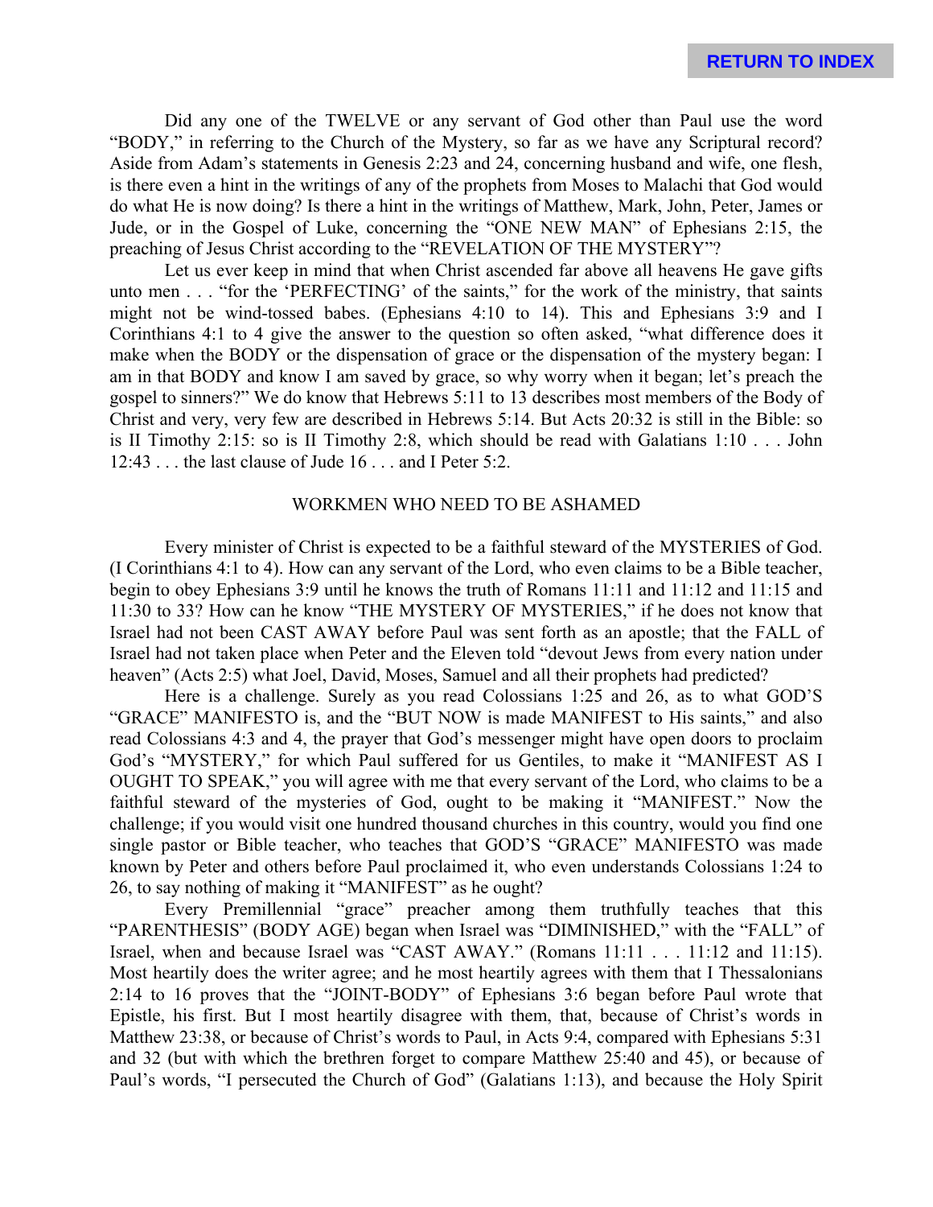Did any one of the TWELVE or any servant of God other than Paul use the word "BODY," in referring to the Church of the Mystery, so far as we have any Scriptural record? Aside from Adam's statements in Genesis 2:23 and 24, concerning husband and wife, one flesh, is there even a hint in the writings of any of the prophets from Moses to Malachi that God would do what He is now doing? Is there a hint in the writings of Matthew, Mark, John, Peter, James or Jude, or in the Gospel of Luke, concerning the "ONE NEW MAN" of Ephesians 2:15, the preaching of Jesus Christ according to the "REVELATION OF THE MYSTERY"?

Let us ever keep in mind that when Christ ascended far above all heavens He gave gifts unto men . . . "for the 'PERFECTING' of the saints," for the work of the ministry, that saints might not be wind-tossed babes. (Ephesians 4:10 to 14). This and Ephesians 3:9 and I Corinthians 4:1 to 4 give the answer to the question so often asked, "what difference does it make when the BODY or the dispensation of grace or the dispensation of the mystery began: I am in that BODY and know I am saved by grace, so why worry when it began; let's preach the gospel to sinners?" We do know that Hebrews 5:11 to 13 describes most members of the Body of Christ and very, very few are described in Hebrews 5:14. But Acts 20:32 is still in the Bible: so is II Timothy 2:15: so is II Timothy 2:8, which should be read with Galatians 1:10 . . . John 12:43 . . . the last clause of Jude 16 . . . and I Peter 5:2.

## WORKMEN WHO NEED TO BE ASHAMED

Every minister of Christ is expected to be a faithful steward of the MYSTERIES of God. (I Corinthians 4:1 to 4). How can any servant of the Lord, who even claims to be a Bible teacher, begin to obey Ephesians 3:9 until he knows the truth of Romans 11:11 and 11:12 and 11:15 and 11:30 to 33? How can he know "THE MYSTERY OF MYSTERIES," if he does not know that Israel had not been CAST AWAY before Paul was sent forth as an apostle; that the FALL of Israel had not taken place when Peter and the Eleven told "devout Jews from every nation under heaven" (Acts 2:5) what Joel, David, Moses, Samuel and all their prophets had predicted?

Here is a challenge. Surely as you read Colossians 1:25 and 26, as to what GOD'S "GRACE" MANIFESTO is, and the "BUT NOW is made MANIFEST to His saints," and also read Colossians 4:3 and 4, the prayer that God's messenger might have open doors to proclaim God's "MYSTERY," for which Paul suffered for us Gentiles, to make it "MANIFEST AS I OUGHT TO SPEAK," you will agree with me that every servant of the Lord, who claims to be a faithful steward of the mysteries of God, ought to be making it "MANIFEST." Now the challenge; if you would visit one hundred thousand churches in this country, would you find one single pastor or Bible teacher, who teaches that GOD'S "GRACE" MANIFESTO was made known by Peter and others before Paul proclaimed it, who even understands Colossians 1:24 to 26, to say nothing of making it "MANIFEST" as he ought?

Every Premillennial "grace" preacher among them truthfully teaches that this "PARENTHESIS" (BODY AGE) began when Israel was "DIMINISHED," with the "FALL" of Israel, when and because Israel was "CAST AWAY." (Romans 11:11 . . . 11:12 and 11:15). Most heartily does the writer agree; and he most heartily agrees with them that I Thessalonians 2:14 to 16 proves that the "JOINT-BODY" of Ephesians 3:6 began before Paul wrote that Epistle, his first. But I most heartily disagree with them, that, because of Christ's words in Matthew 23:38, or because of Christ's words to Paul, in Acts 9:4, compared with Ephesians 5:31 and 32 (but with which the brethren forget to compare Matthew 25:40 and 45), or because of Paul's words, "I persecuted the Church of God" (Galatians 1:13), and because the Holy Spirit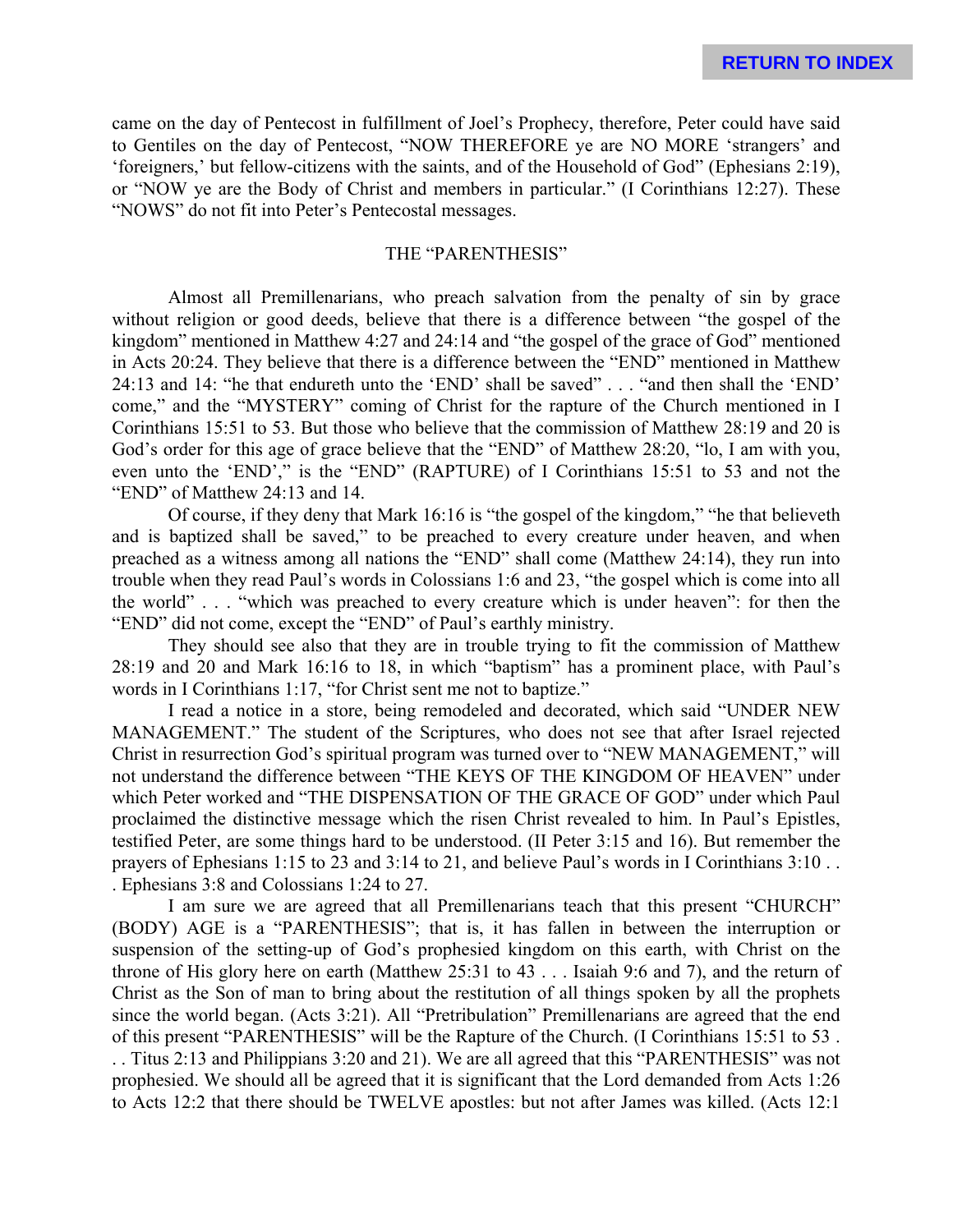came on the day of Pentecost in fulfillment of Joel's Prophecy, therefore, Peter could have said to Gentiles on the day of Pentecost, "NOW THEREFORE ye are NO MORE 'strangers' and 'foreigners,' but fellow-citizens with the saints, and of the Household of God" (Ephesians 2:19), or "NOW ye are the Body of Christ and members in particular." (I Corinthians 12:27). These "NOWS" do not fit into Peter's Pentecostal messages.

## THE "PARENTHESIS"

Almost all Premillenarians, who preach salvation from the penalty of sin by grace without religion or good deeds, believe that there is a difference between "the gospel of the kingdom" mentioned in Matthew 4:27 and 24:14 and "the gospel of the grace of God" mentioned in Acts 20:24. They believe that there is a difference between the "END" mentioned in Matthew 24:13 and 14: "he that endureth unto the 'END' shall be saved" . . . "and then shall the 'END' come," and the "MYSTERY" coming of Christ for the rapture of the Church mentioned in I Corinthians 15:51 to 53. But those who believe that the commission of Matthew 28:19 and 20 is God's order for this age of grace believe that the "END" of Matthew 28:20, "lo, I am with you, even unto the 'END'," is the "END" (RAPTURE) of I Corinthians 15:51 to 53 and not the "END" of Matthew 24:13 and 14.

Of course, if they deny that Mark 16:16 is "the gospel of the kingdom," "he that believeth and is baptized shall be saved," to be preached to every creature under heaven, and when preached as a witness among all nations the "END" shall come (Matthew 24:14), they run into trouble when they read Paul's words in Colossians 1:6 and 23, "the gospel which is come into all the world" . . . "which was preached to every creature which is under heaven": for then the "END" did not come, except the "END" of Paul's earthly ministry.

They should see also that they are in trouble trying to fit the commission of Matthew 28:19 and 20 and Mark 16:16 to 18, in which "baptism" has a prominent place, with Paul's words in I Corinthians 1:17, "for Christ sent me not to baptize."

I read a notice in a store, being remodeled and decorated, which said "UNDER NEW MANAGEMENT." The student of the Scriptures, who does not see that after Israel rejected Christ in resurrection God's spiritual program was turned over to "NEW MANAGEMENT," will not understand the difference between "THE KEYS OF THE KINGDOM OF HEAVEN" under which Peter worked and "THE DISPENSATION OF THE GRACE OF GOD" under which Paul proclaimed the distinctive message which the risen Christ revealed to him. In Paul's Epistles, testified Peter, are some things hard to be understood. (II Peter 3:15 and 16). But remember the prayers of Ephesians 1:15 to 23 and 3:14 to 21, and believe Paul's words in I Corinthians 3:10 . . . Ephesians 3:8 and Colossians 1:24 to 27.

I am sure we are agreed that all Premillenarians teach that this present "CHURCH" (BODY) AGE is a "PARENTHESIS"; that is, it has fallen in between the interruption or suspension of the setting-up of God's prophesied kingdom on this earth, with Christ on the throne of His glory here on earth (Matthew 25:31 to 43 . . . Isaiah 9:6 and 7), and the return of Christ as the Son of man to bring about the restitution of all things spoken by all the prophets since the world began. (Acts 3:21). All "Pretribulation" Premillenarians are agreed that the end of this present "PARENTHESIS" will be the Rapture of the Church. (I Corinthians 15:51 to 53 . . . Titus 2:13 and Philippians 3:20 and 21). We are all agreed that this "PARENTHESIS" was not prophesied. We should all be agreed that it is significant that the Lord demanded from Acts 1:26 to Acts 12:2 that there should be TWELVE apostles: but not after James was killed. (Acts 12:1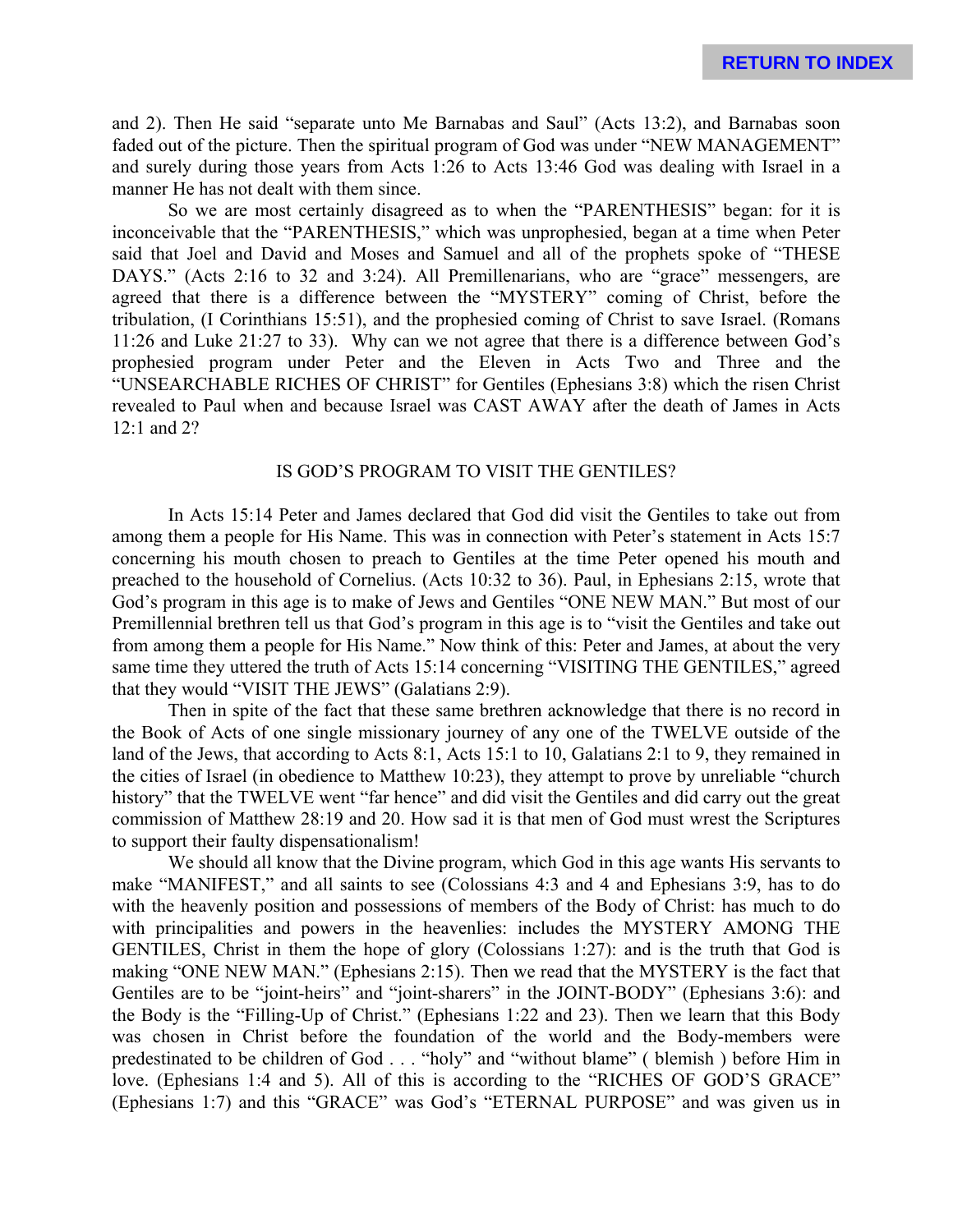and 2). Then He said "separate unto Me Barnabas and Saul" (Acts 13:2), and Barnabas soon faded out of the picture. Then the spiritual program of God was under "NEW MANAGEMENT" and surely during those years from Acts 1:26 to Acts 13:46 God was dealing with Israel in a manner He has not dealt with them since.

So we are most certainly disagreed as to when the "PARENTHESIS" began: for it is inconceivable that the "PARENTHESIS," which was unprophesied, began at a time when Peter said that Joel and David and Moses and Samuel and all of the prophets spoke of "THESE DAYS." (Acts 2:16 to 32 and 3:24). All Premillenarians, who are "grace" messengers, are agreed that there is a difference between the "MYSTERY" coming of Christ, before the tribulation, (I Corinthians 15:51), and the prophesied coming of Christ to save Israel. (Romans 11:26 and Luke 21:27 to 33). Why can we not agree that there is a difference between God's prophesied program under Peter and the Eleven in Acts Two and Three and the "UNSEARCHABLE RICHES OF CHRIST" for Gentiles (Ephesians 3:8) which the risen Christ revealed to Paul when and because Israel was CAST AWAY after the death of James in Acts 12:1 and 2?

## IS GOD'S PROGRAM TO VISIT THE GENTILES?

In Acts 15:14 Peter and James declared that God did visit the Gentiles to take out from among them a people for His Name. This was in connection with Peter's statement in Acts 15:7 concerning his mouth chosen to preach to Gentiles at the time Peter opened his mouth and preached to the household of Cornelius. (Acts 10:32 to 36). Paul, in Ephesians 2:15, wrote that God's program in this age is to make of Jews and Gentiles "ONE NEW MAN." But most of our Premillennial brethren tell us that God's program in this age is to "visit the Gentiles and take out from among them a people for His Name." Now think of this: Peter and James, at about the very same time they uttered the truth of Acts 15:14 concerning "VISITING THE GENTILES," agreed that they would "VISIT THE JEWS" (Galatians 2:9).

Then in spite of the fact that these same brethren acknowledge that there is no record in the Book of Acts of one single missionary journey of any one of the TWELVE outside of the land of the Jews, that according to Acts 8:1, Acts 15:1 to 10, Galatians 2:1 to 9, they remained in the cities of Israel (in obedience to Matthew 10:23), they attempt to prove by unreliable "church history" that the TWELVE went "far hence" and did visit the Gentiles and did carry out the great commission of Matthew 28:19 and 20. How sad it is that men of God must wrest the Scriptures to support their faulty dispensationalism!

We should all know that the Divine program, which God in this age wants His servants to make "MANIFEST," and all saints to see (Colossians 4:3 and 4 and Ephesians 3:9, has to do with the heavenly position and possessions of members of the Body of Christ: has much to do with principalities and powers in the heavenlies: includes the MYSTERY AMONG THE GENTILES, Christ in them the hope of glory (Colossians 1:27): and is the truth that God is making "ONE NEW MAN." (Ephesians 2:15). Then we read that the MYSTERY is the fact that Gentiles are to be "joint-heirs" and "joint-sharers" in the JOINT-BODY" (Ephesians 3:6): and the Body is the "Filling-Up of Christ." (Ephesians 1:22 and 23). Then we learn that this Body was chosen in Christ before the foundation of the world and the Body-members were predestinated to be children of God . . . "holy" and "without blame" ( blemish ) before Him in love. (Ephesians 1:4 and 5). All of this is according to the "RICHES OF GOD'S GRACE" (Ephesians 1:7) and this "GRACE" was God's "ETERNAL PURPOSE" and was given us in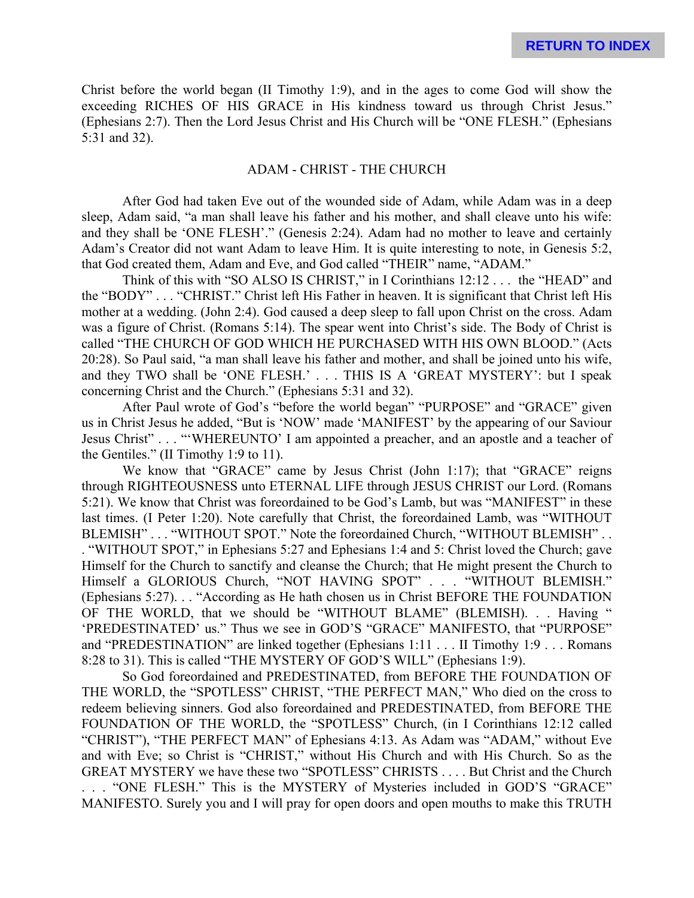Christ before the world began (II Timothy 1:9), and in the ages to come God will show the exceeding RICHES OF HIS GRACE in His kindness toward us through Christ Jesus." (Ephesians 2:7). Then the Lord Jesus Christ and His Church will be "ONE FLESH." (Ephesians 5:31 and 32).

## ADAM - CHRIST - THE CHURCH

After God had taken Eve out of the wounded side of Adam, while Adam was in a deep sleep, Adam said, "a man shall leave his father and his mother, and shall cleave unto his wife: and they shall be 'ONE FLESH'." (Genesis 2:24). Adam had no mother to leave and certainly Adam's Creator did not want Adam to leave Him. It is quite interesting to note, in Genesis 5:2, that God created them, Adam and Eve, and God called "THEIR" name, "ADAM."

Think of this with "SO ALSO IS CHRIST," in I Corinthians 12:12 . . . the "HEAD" and the "BODY" . . . "CHRIST." Christ left His Father in heaven. It is significant that Christ left His mother at a wedding. (John 2:4). God caused a deep sleep to fall upon Christ on the cross. Adam was a figure of Christ. (Romans 5:14). The spear went into Christ's side. The Body of Christ is called "THE CHURCH OF GOD WHICH HE PURCHASED WITH HIS OWN BLOOD." (Acts 20:28). So Paul said, "a man shall leave his father and mother, and shall be joined unto his wife, and they TWO shall be 'ONE FLESH.' . . . THIS IS A 'GREAT MYSTERY': but I speak concerning Christ and the Church." (Ephesians 5:31 and 32).

After Paul wrote of God's "before the world began" "PURPOSE" and "GRACE" given us in Christ Jesus he added, "But is 'NOW' made 'MANIFEST' by the appearing of our Saviour Jesus Christ" . . . "'WHEREUNTO' I am appointed a preacher, and an apostle and a teacher of the Gentiles." (II Timothy 1:9 to 11).

We know that "GRACE" came by Jesus Christ (John 1:17); that "GRACE" reigns through RIGHTEOUSNESS unto ETERNAL LIFE through JESUS CHRIST our Lord. (Romans 5:21). We know that Christ was foreordained to be God's Lamb, but was "MANIFEST" in these last times. (I Peter 1:20). Note carefully that Christ, the foreordained Lamb, was "WITHOUT BLEMISH" . . . "WITHOUT SPOT." Note the foreordained Church, "WITHOUT BLEMISH" . . . "WITHOUT SPOT," in Ephesians 5:27 and Ephesians 1:4 and 5: Christ loved the Church; gave Himself for the Church to sanctify and cleanse the Church; that He might present the Church to Himself a GLORIOUS Church, "NOT HAVING SPOT" . . . "WITHOUT BLEMISH." (Ephesians 5:27). . . "According as He hath chosen us in Christ BEFORE THE FOUNDATION OF THE WORLD, that we should be "WITHOUT BLAME" (BLEMISH). . . Having " 'PREDESTINATED' us." Thus we see in GOD'S "GRACE" MANIFESTO, that "PURPOSE" and "PREDESTINATION" are linked together (Ephesians 1:11 . . . II Timothy 1:9 . . . Romans 8:28 to 31). This is called "THE MYSTERY OF GOD'S WILL" (Ephesians 1:9).

So God foreordained and PREDESTINATED, from BEFORE THE FOUNDATION OF THE WORLD, the "SPOTLESS" CHRIST, "THE PERFECT MAN," Who died on the cross to redeem believing sinners. God also foreordained and PREDESTINATED, from BEFORE THE FOUNDATION OF THE WORLD, the "SPOTLESS" Church, (in I Corinthians 12:12 called "CHRIST"), "THE PERFECT MAN" of Ephesians 4:13. As Adam was "ADAM," without Eve and with Eve; so Christ is "CHRIST," without His Church and with His Church. So as the GREAT MYSTERY we have these two "SPOTLESS" CHRISTS . . . . But Christ and the Church . . . "ONE FLESH." This is the MYSTERY of Mysteries included in GOD'S "GRACE" MANIFESTO. Surely you and I will pray for open doors and open mouths to make this TRUTH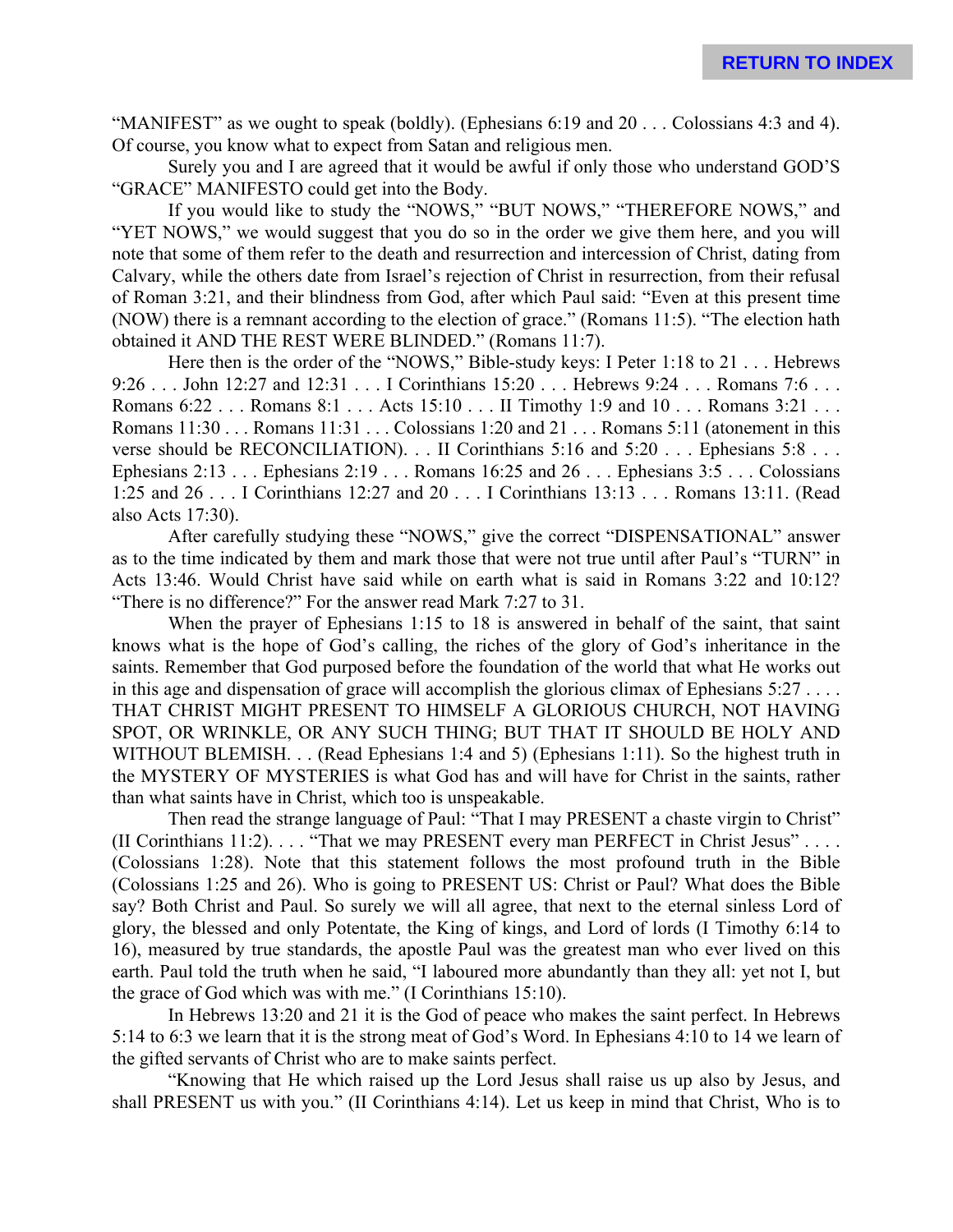"MANIFEST" as we ought to speak (boldly). (Ephesians 6:19 and 20 . . . Colossians 4:3 and 4). Of course, you know what to expect from Satan and religious men.

Surely you and I are agreed that it would be awful if only those who understand GOD'S "GRACE" MANIFESTO could get into the Body.

If you would like to study the "NOWS," "BUT NOWS," "THEREFORE NOWS," and "YET NOWS," we would suggest that you do so in the order we give them here, and you will note that some of them refer to the death and resurrection and intercession of Christ, dating from Calvary, while the others date from Israel's rejection of Christ in resurrection, from their refusal of Roman 3:21, and their blindness from God, after which Paul said: "Even at this present time (NOW) there is a remnant according to the election of grace." (Romans 11:5). "The election hath obtained it AND THE REST WERE BLINDED." (Romans 11:7).

Here then is the order of the "NOWS," Bible-study keys: I Peter 1:18 to 21 . . . Hebrews 9:26 . . . John 12:27 and 12:31 . . . I Corinthians 15:20 . . . Hebrews 9:24 . . . Romans 7:6 . . . Romans 6:22 . . . Romans 8:1 . . . Acts 15:10 . . . II Timothy 1:9 and 10 . . . Romans 3:21 . . . Romans 11:30 . . . Romans 11:31 . . . Colossians 1:20 and 21 . . . Romans 5:11 (atonement in this verse should be RECONCILIATION). . . II Corinthians 5:16 and 5:20 . . . Ephesians 5:8 . . . Ephesians 2:13 . . . Ephesians 2:19 . . . Romans 16:25 and 26 . . . Ephesians 3:5 . . . Colossians 1:25 and 26 . . . I Corinthians 12:27 and 20 . . . I Corinthians 13:13 . . . Romans 13:11. (Read also Acts 17:30).

After carefully studying these "NOWS," give the correct "DISPENSATIONAL" answer as to the time indicated by them and mark those that were not true until after Paul's "TURN" in Acts 13:46. Would Christ have said while on earth what is said in Romans 3:22 and 10:12? "There is no difference?" For the answer read Mark 7:27 to 31.

When the prayer of Ephesians 1:15 to 18 is answered in behalf of the saint, that saint knows what is the hope of God's calling, the riches of the glory of God's inheritance in the saints. Remember that God purposed before the foundation of the world that what He works out in this age and dispensation of grace will accomplish the glorious climax of Ephesians 5:27 . . . . THAT CHRIST MIGHT PRESENT TO HIMSELF A GLORIOUS CHURCH, NOT HAVING SPOT, OR WRINKLE, OR ANY SUCH THING; BUT THAT IT SHOULD BE HOLY AND WITHOUT BLEMISH. . . (Read Ephesians 1:4 and 5) (Ephesians 1:11). So the highest truth in the MYSTERY OF MYSTERIES is what God has and will have for Christ in the saints, rather than what saints have in Christ, which too is unspeakable.

Then read the strange language of Paul: "That I may PRESENT a chaste virgin to Christ" (II Corinthians 11:2). . . . "That we may PRESENT every man PERFECT in Christ Jesus" . . . . (Colossians 1:28). Note that this statement follows the most profound truth in the Bible (Colossians 1:25 and 26). Who is going to PRESENT US: Christ or Paul? What does the Bible say? Both Christ and Paul. So surely we will all agree, that next to the eternal sinless Lord of glory, the blessed and only Potentate, the King of kings, and Lord of lords (I Timothy 6:14 to 16), measured by true standards, the apostle Paul was the greatest man who ever lived on this earth. Paul told the truth when he said, "I laboured more abundantly than they all: yet not I, but the grace of God which was with me." (I Corinthians 15:10).

In Hebrews 13:20 and 21 it is the God of peace who makes the saint perfect. In Hebrews 5:14 to 6:3 we learn that it is the strong meat of God's Word. In Ephesians 4:10 to 14 we learn of the gifted servants of Christ who are to make saints perfect.

"Knowing that He which raised up the Lord Jesus shall raise us up also by Jesus, and shall PRESENT us with you." (II Corinthians 4:14). Let us keep in mind that Christ, Who is to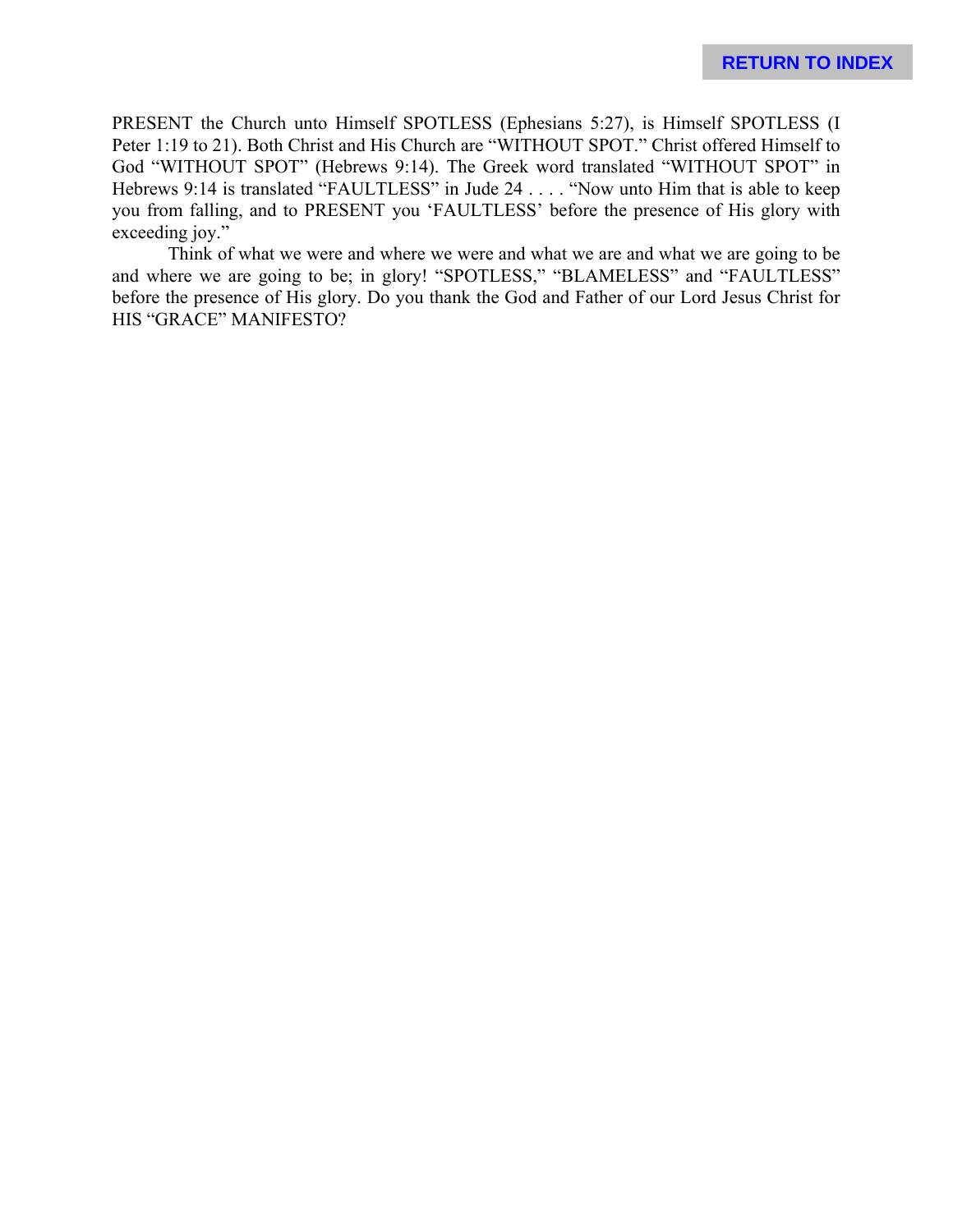PRESENT the Church unto Himself SPOTLESS (Ephesians 5:27), is Himself SPOTLESS (I Peter 1:19 to 21). Both Christ and His Church are "WITHOUT SPOT." Christ offered Himself to God "WITHOUT SPOT" (Hebrews 9:14). The Greek word translated "WITHOUT SPOT" in Hebrews 9:14 is translated "FAULTLESS" in Jude 24 . . . . "Now unto Him that is able to keep you from falling, and to PRESENT you 'FAULTLESS' before the presence of His glory with exceeding joy."

Think of what we were and where we were and what we are and what we are going to be and where we are going to be; in glory! "SPOTLESS," "BLAMELESS" and "FAULTLESS" before the presence of His glory. Do you thank the God and Father of our Lord Jesus Christ for HIS "GRACE" MANIFESTO?